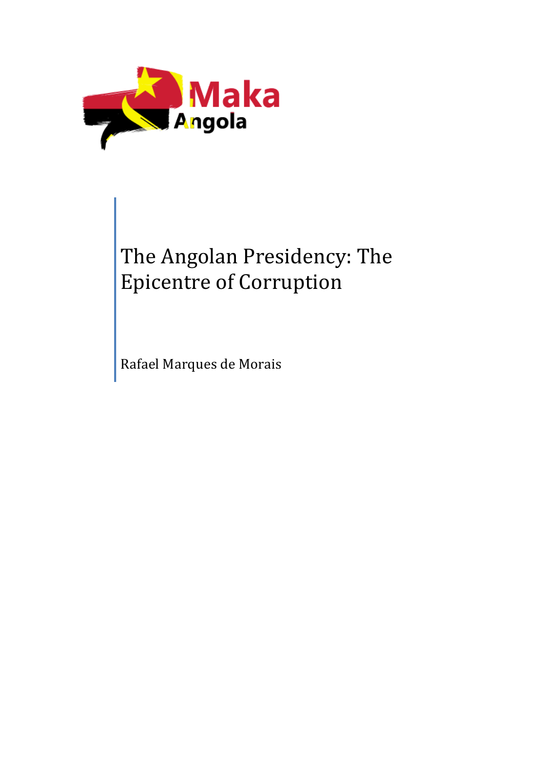Maka Angola

# The Angolan Presidency: The Epicentre of Corruption

Rafael Marques de Morais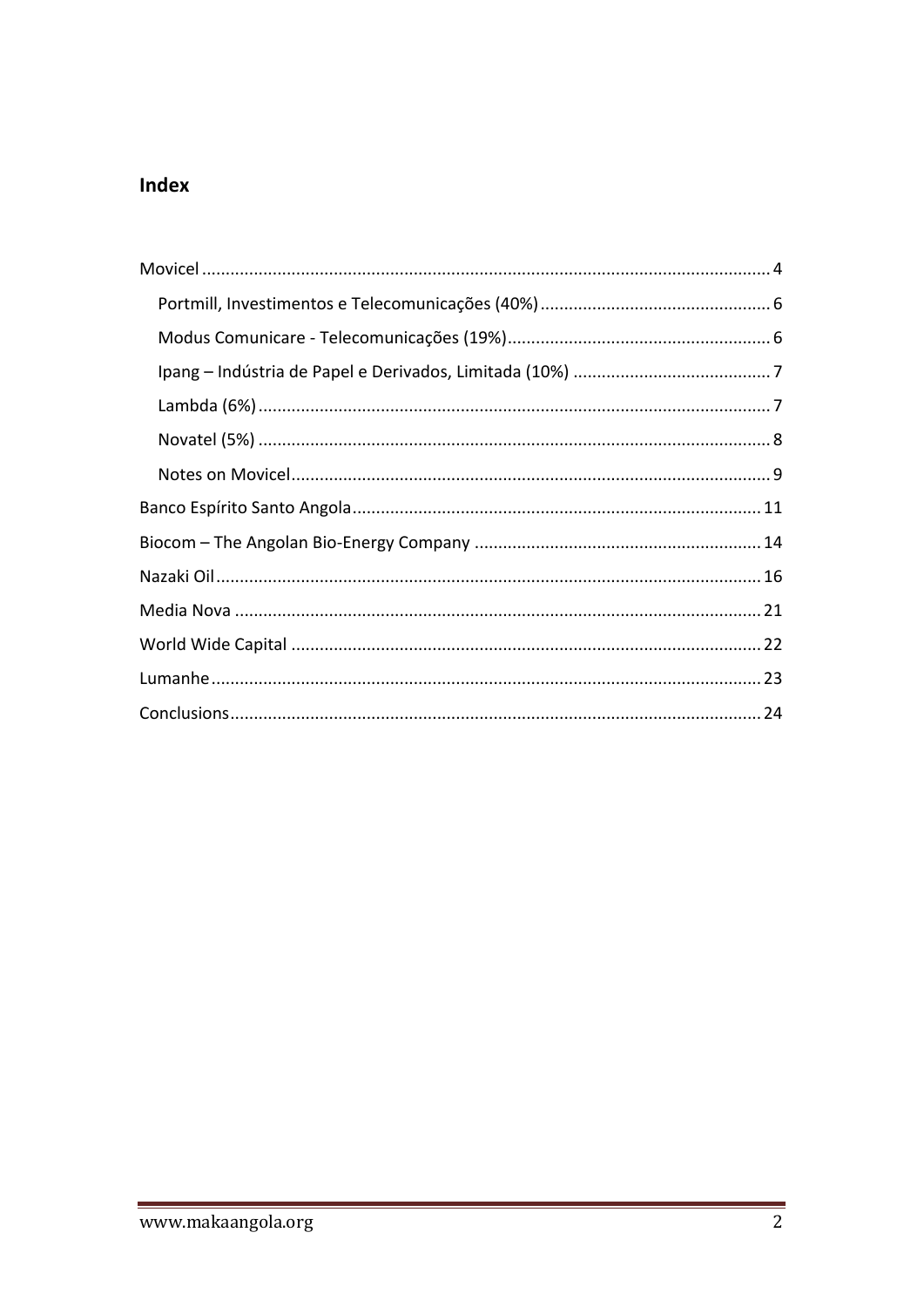## Index

- Movicel ........ 4
  - Portmill, Investimentos e Telecomunicações (40%) ........ 6
  - Modus Comunicare - Telecomunicações (19%) ........ 6
  - Ipang – Indústria de Papel e Derivados, Limitada (10%) ........ 7
  - Lambda (6%) ........ 7
  - Novatel (5%) ........ 8
  - Notes on Movicel ........ 9
- Banco Espírito Santo Angola ........ 11
- Biocom – The Angolan Bio-Energy Company ........ 14
- Nazaki Oil ........ 16
- Media Nova ........ 21
- World Wide Capital ........ 22
- Lumanhe ........ 23
- Conclusions ........ 24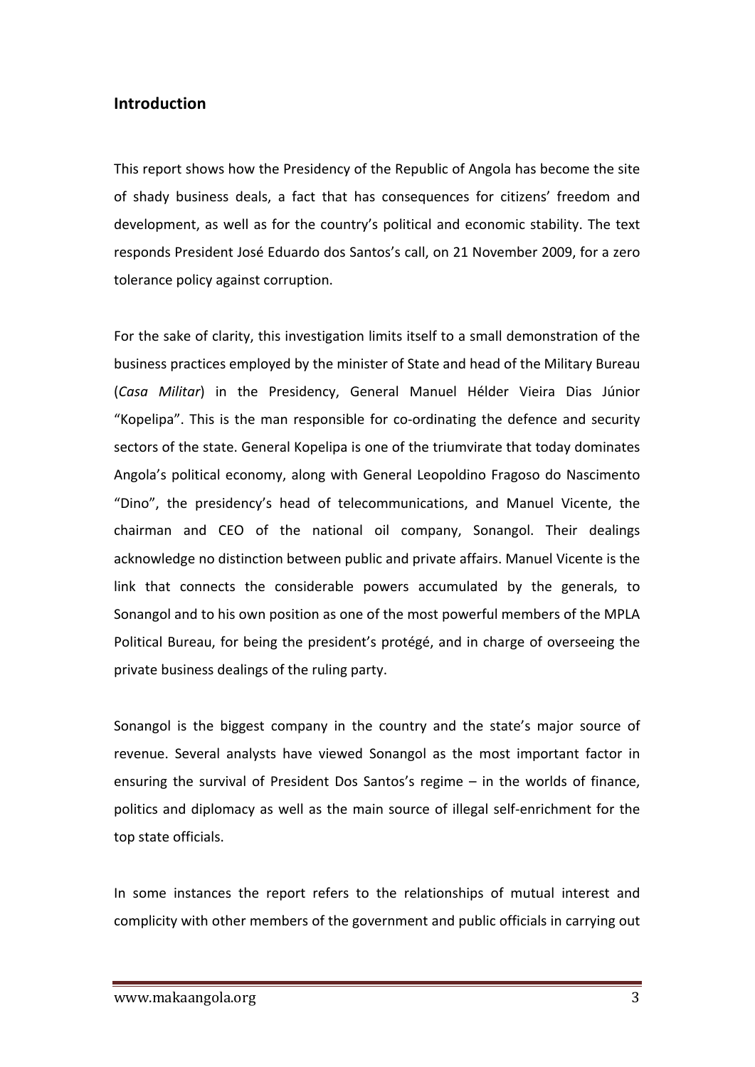## Introduction

This report shows how the Presidency of the Republic of Angola has become the site of shady business deals, a fact that has consequences for citizens' freedom and development, as well as for the country's political and economic stability. The text responds President José Eduardo dos Santos's call, on 21 November 2009, for a zero tolerance policy against corruption.

For the sake of clarity, this investigation limits itself to a small demonstration of the business practices employed by the minister of State and head of the Military Bureau (*Casa Militar*) in the Presidency, General Manuel Hélder Vieira Dias Júnior "Kopelipa". This is the man responsible for co-ordinating the defence and security sectors of the state. General Kopelipa is one of the triumvirate that today dominates Angola's political economy, along with General Leopoldino Fragoso do Nascimento "Dino", the presidency's head of telecommunications, and Manuel Vicente, the chairman and CEO of the national oil company, Sonangol. Their dealings acknowledge no distinction between public and private affairs. Manuel Vicente is the link that connects the considerable powers accumulated by the generals, to Sonangol and to his own position as one of the most powerful members of the MPLA Political Bureau, for being the president's protégé, and in charge of overseeing the private business dealings of the ruling party.

Sonangol is the biggest company in the country and the state's major source of revenue. Several analysts have viewed Sonangol as the most important factor in ensuring the survival of President Dos Santos's regime – in the worlds of finance, politics and diplomacy as well as the main source of illegal self-enrichment for the top state officials.

In some instances the report refers to the relationships of mutual interest and complicity with other members of the government and public officials in carrying out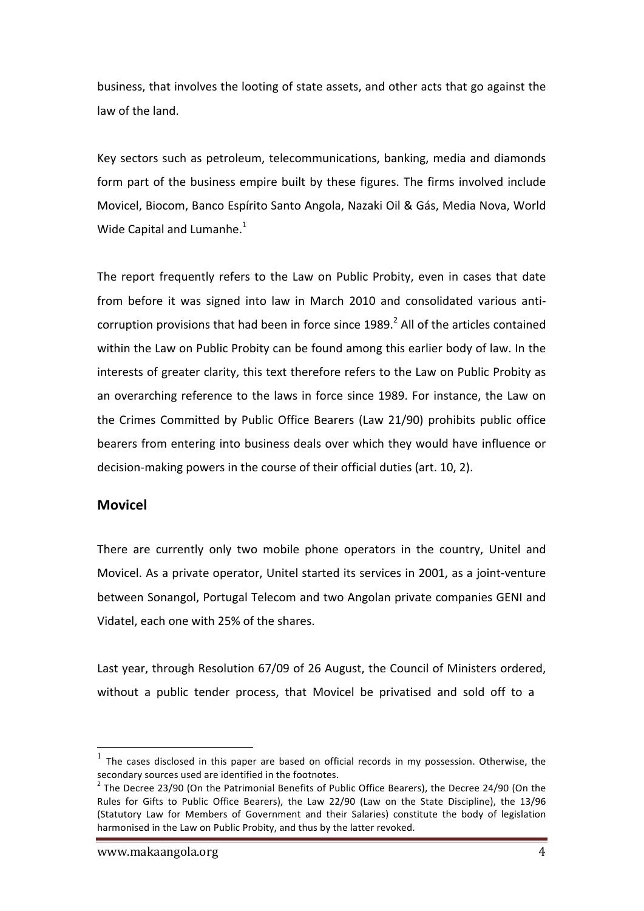business, that involves the looting of state assets, and other acts that go against the law of the land.

Key sectors such as petroleum, telecommunications, banking, media and diamonds form part of the business empire built by these figures. The firms involved include Movicel, Biocom, Banco Espírito Santo Angola, Nazaki Oil & Gás, Media Nova, World Wide Capital and Lumanhe.[1]

The report frequently refers to the Law on Public Probity, even in cases that date from before it was signed into law in March 2010 and consolidated various anti-corruption provisions that had been in force since 1989.[2] All of the articles contained within the Law on Public Probity can be found among this earlier body of law. In the interests of greater clarity, this text therefore refers to the Law on Public Probity as an overarching reference to the laws in force since 1989. For instance, the Law on the Crimes Committed by Public Office Bearers (Law 21/90) prohibits public office bearers from entering into business deals over which they would have influence or decision-making powers in the course of their official duties (art. 10, 2).

## Movicel

There are currently only two mobile phone operators in the country, Unitel and Movicel. As a private operator, Unitel started its services in 2001, as a joint-venture between Sonangol, Portugal Telecom and two Angolan private companies GENI and Vidatel, each one with 25% of the shares.

Last year, through Resolution 67/09 of 26 August, the Council of Ministers ordered, without a public tender process, that Movicel be privatised and sold off to a

[1] The cases disclosed in this paper are based on official records in my possession. Otherwise, the secondary sources used are identified in the footnotes.

[2] The Decree 23/90 (On the Patrimonial Benefits of Public Office Bearers), the Decree 24/90 (On the Rules for Gifts to Public Office Bearers), the Law 22/90 (Law on the State Discipline), the 13/96 (Statutory Law for Members of Government and their Salaries) constitute the body of legislation harmonised in the Law on Public Probity, and thus by the latter revoked.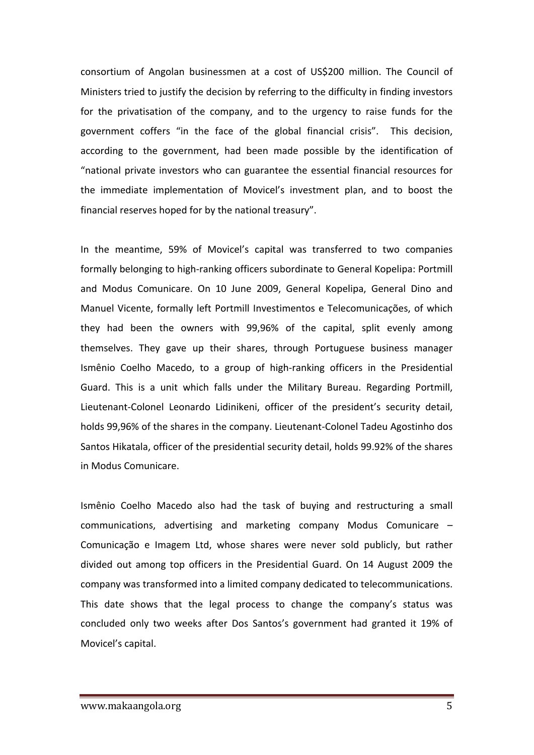consortium of Angolan businessmen at a cost of US$200 million. The Council of Ministers tried to justify the decision by referring to the difficulty in finding investors for the privatisation of the company, and to the urgency to raise funds for the government coffers "in the face of the global financial crisis". This decision, according to the government, had been made possible by the identification of "national private investors who can guarantee the essential financial resources for the immediate implementation of Movicel's investment plan, and to boost the financial reserves hoped for by the national treasury".

In the meantime, 59% of Movicel's capital was transferred to two companies formally belonging to high-ranking officers subordinate to General Kopelipa: Portmill and Modus Comunicare. On 10 June 2009, General Kopelipa, General Dino and Manuel Vicente, formally left Portmill Investimentos e Telecomunicações, of which they had been the owners with 99,96% of the capital, split evenly among themselves. They gave up their shares, through Portuguese business manager Ismênio Coelho Macedo, to a group of high-ranking officers in the Presidential Guard. This is a unit which falls under the Military Bureau. Regarding Portmill, Lieutenant-Colonel Leonardo Lidinikeni, officer of the president's security detail, holds 99,96% of the shares in the company. Lieutenant-Colonel Tadeu Agostinho dos Santos Hikatala, officer of the presidential security detail, holds 99.92% of the shares in Modus Comunicare.

Ismênio Coelho Macedo also had the task of buying and restructuring a small communications, advertising and marketing company Modus Comunicare – Comunicação e Imagem Ltd, whose shares were never sold publicly, but rather divided out among top officers in the Presidential Guard. On 14 August 2009 the company was transformed into a limited company dedicated to telecommunications. This date shows that the legal process to change the company's status was concluded only two weeks after Dos Santos's government had granted it 19% of Movicel's capital.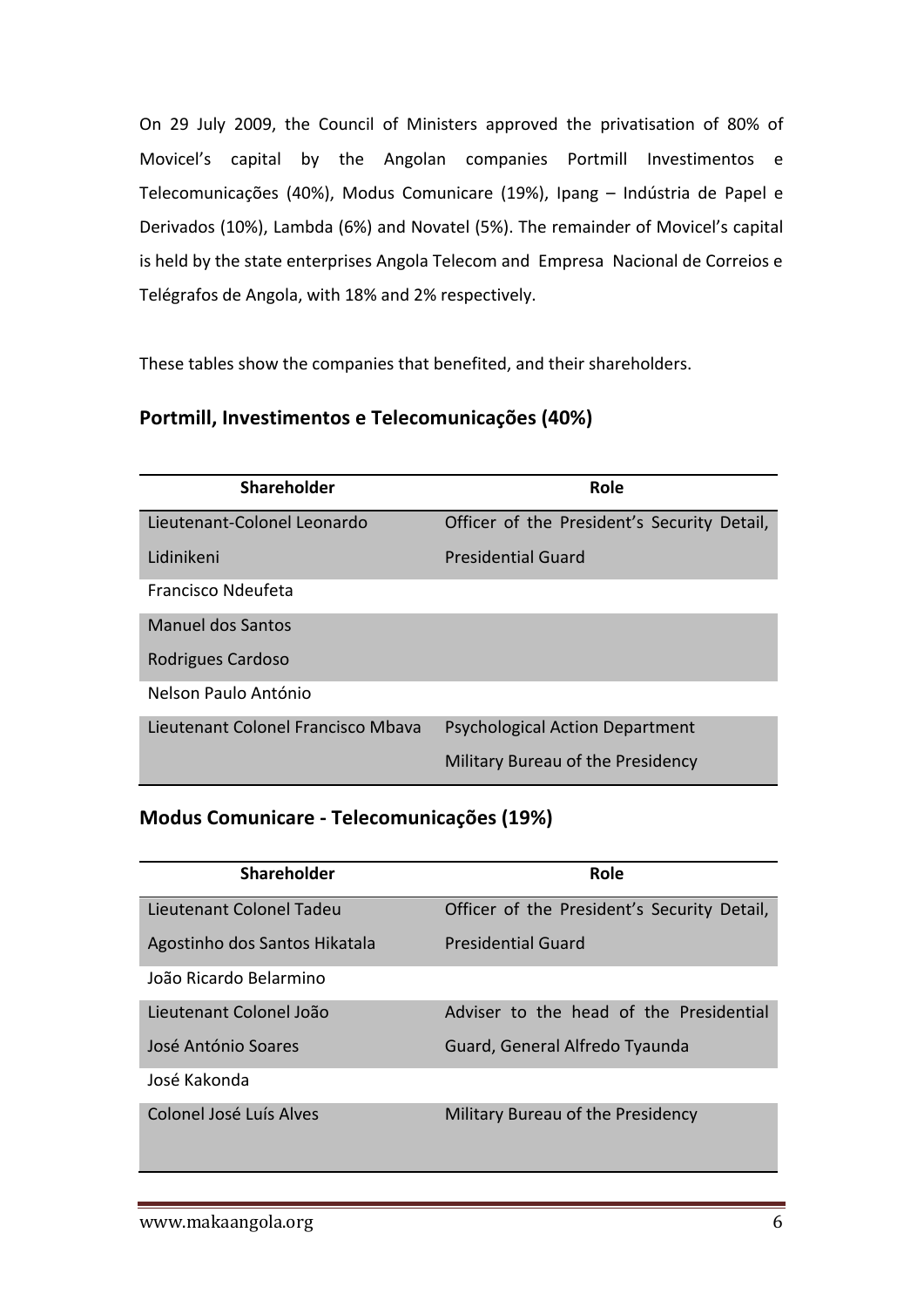On 29 July 2009, the Council of Ministers approved the privatisation of 80% of Movicel's capital by the Angolan companies Portmill Investimentos e Telecomunicações (40%), Modus Comunicare (19%), Ipang – Indústria de Papel e Derivados (10%), Lambda (6%) and Novatel (5%). The remainder of Movicel's capital is held by the state enterprises Angola Telecom and Empresa Nacional de Correios e Telégrafos de Angola, with 18% and 2% respectively.

These tables show the companies that benefited, and their shareholders.

### Portmill, Investimentos e Telecomunicações (40%)

| Shareholder | Role |
|---|---|
| Lieutenant-Colonel Leonardo Lidinikeni | Officer of the President's Security Detail, Presidential Guard |
| Francisco Ndeufeta | |
| Manuel dos Santos Rodrigues Cardoso | |
| Nelson Paulo António | |
| Lieutenant Colonel Francisco Mbava | Psychological Action Department Military Bureau of the Presidency |

### Modus Comunicare - Telecomunicações (19%)

| Shareholder | Role |
|---|---|
| Lieutenant Colonel Tadeu Agostinho dos Santos Hikatala | Officer of the President's Security Detail, Presidential Guard |
| João Ricardo Belarmino | |
| Lieutenant Colonel João José António Soares | Adviser to the head of the Presidential Guard, General Alfredo Tyaunda |
| José Kakonda | |
| Colonel José Luís Alves | Military Bureau of the Presidency |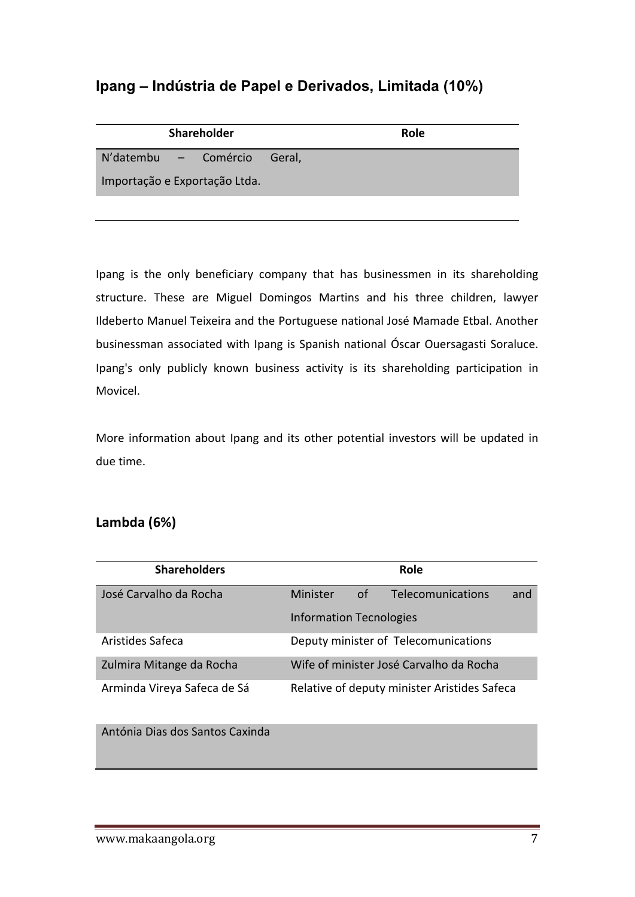## Ipang – Indústria de Papel e Derivados, Limitada (10%)

| Shareholder | Role |
|---|---|
| N'datembu – Comércio Geral, Importação e Exportação Ltda. | |

Ipang is the only beneficiary company that has businessmen in its shareholding structure. These are Miguel Domingos Martins and his three children, lawyer Ildeberto Manuel Teixeira and the Portuguese national José Mamade Etbal. Another businessman associated with Ipang is Spanish national Óscar Ouersagasti Soraluce. Ipang's only publicly known business activity is its shareholding participation in Movicel.

More information about Ipang and its other potential investors will be updated in due time.

## Lambda (6%)

| Shareholders | Role |
|---|---|
| José Carvalho da Rocha | Minister of Telecomunications and Information Tecnologies |
| Aristides Safeca | Deputy minister of Telecomunications |
| Zulmira Mitange da Rocha | Wife of minister José Carvalho da Rocha |
| Arminda Vireya Safeca de Sá | Relative of deputy minister Aristides Safeca |
| Antónia Dias dos Santos Caxinda | |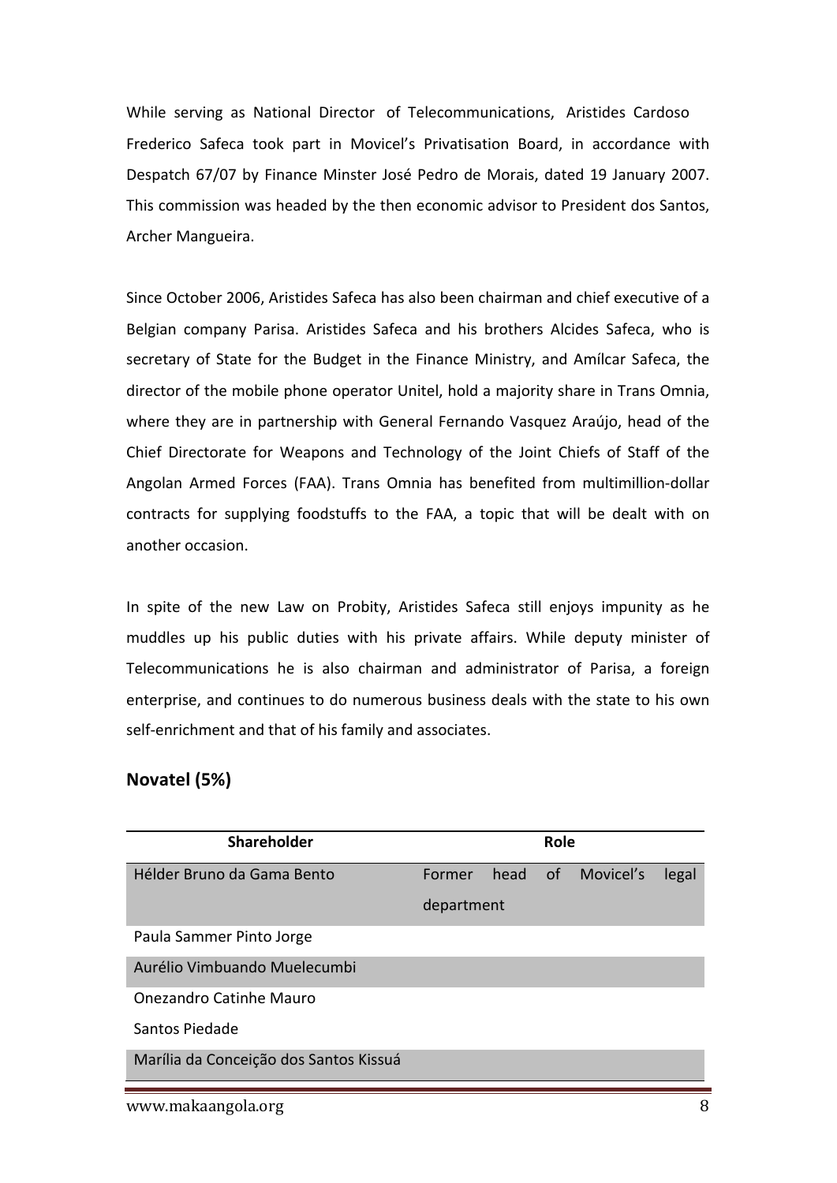While serving as National Director of Telecommunications, Aristides Cardoso Frederico Safeca took part in Movicel's Privatisation Board, in accordance with Despatch 67/07 by Finance Minster José Pedro de Morais, dated 19 January 2007. This commission was headed by the then economic advisor to President dos Santos, Archer Mangueira.

Since October 2006, Aristides Safeca has also been chairman and chief executive of a Belgian company Parisa. Aristides Safeca and his brothers Alcides Safeca, who is secretary of State for the Budget in the Finance Ministry, and Amílcar Safeca, the director of the mobile phone operator Unitel, hold a majority share in Trans Omnia, where they are in partnership with General Fernando Vasquez Araújo, head of the Chief Directorate for Weapons and Technology of the Joint Chiefs of Staff of the Angolan Armed Forces (FAA). Trans Omnia has benefited from multimillion-dollar contracts for supplying foodstuffs to the FAA, a topic that will be dealt with on another occasion.

In spite of the new Law on Probity, Aristides Safeca still enjoys impunity as he muddles up his public duties with his private affairs. While deputy minister of Telecommunications he is also chairman and administrator of Parisa, a foreign enterprise, and continues to do numerous business deals with the state to his own self-enrichment and that of his family and associates.

## Novatel (5%)

| Shareholder | Role |
|---|---|
| Hélder Bruno da Gama Bento | Former head of Movicel's legal department |
| Paula Sammer Pinto Jorge | |
| Aurélio Vimbuando Muelecumbi | |
| Onezandro Catinhe Mauro | |
| Santos Piedade | |
| Marília da Conceição dos Santos Kissuá | |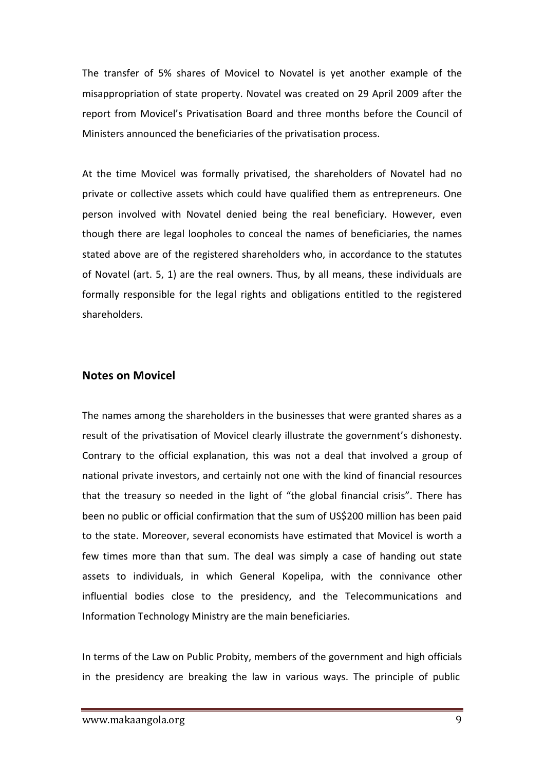The transfer of 5% shares of Movicel to Novatel is yet another example of the misappropriation of state property. Novatel was created on 29 April 2009 after the report from Movicel's Privatisation Board and three months before the Council of Ministers announced the beneficiaries of the privatisation process.

At the time Movicel was formally privatised, the shareholders of Novatel had no private or collective assets which could have qualified them as entrepreneurs. One person involved with Novatel denied being the real beneficiary. However, even though there are legal loopholes to conceal the names of beneficiaries, the names stated above are of the registered shareholders who, in accordance to the statutes of Novatel (art. 5, 1) are the real owners. Thus, by all means, these individuals are formally responsible for the legal rights and obligations entitled to the registered shareholders.

## Notes on Movicel

The names among the shareholders in the businesses that were granted shares as a result of the privatisation of Movicel clearly illustrate the government's dishonesty. Contrary to the official explanation, this was not a deal that involved a group of national private investors, and certainly not one with the kind of financial resources that the treasury so needed in the light of "the global financial crisis". There has been no public or official confirmation that the sum of US$200 million has been paid to the state. Moreover, several economists have estimated that Movicel is worth a few times more than that sum. The deal was simply a case of handing out state assets to individuals, in which General Kopelipa, with the connivance other influential bodies close to the presidency, and the Telecommunications and Information Technology Ministry are the main beneficiaries.

In terms of the Law on Public Probity, members of the government and high officials in the presidency are breaking the law in various ways. The principle of public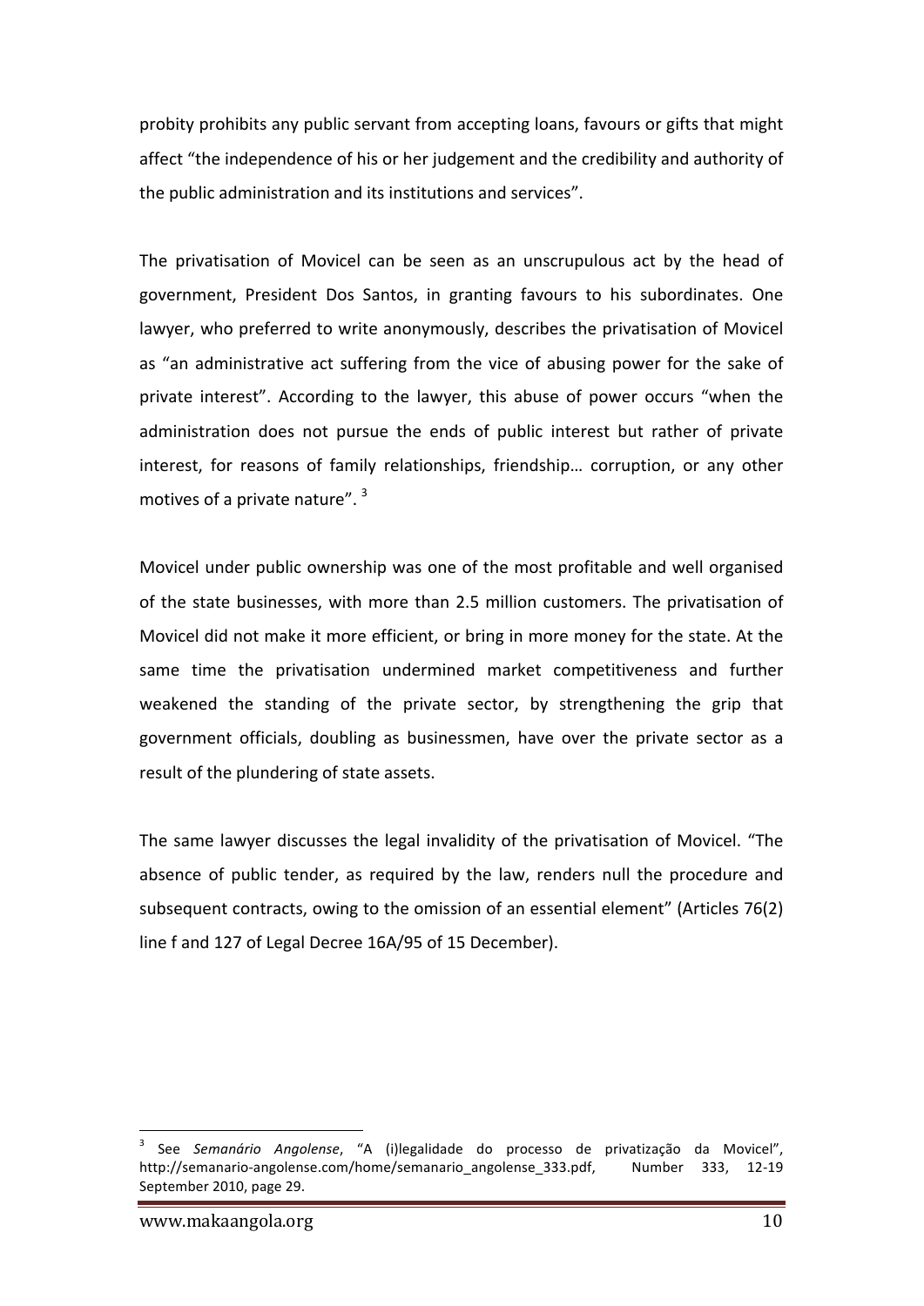probity prohibits any public servant from accepting loans, favours or gifts that might affect "the independence of his or her judgement and the credibility and authority of the public administration and its institutions and services".

The privatisation of Movicel can be seen as an unscrupulous act by the head of government, President Dos Santos, in granting favours to his subordinates. One lawyer, who preferred to write anonymously, describes the privatisation of Movicel as "an administrative act suffering from the vice of abusing power for the sake of private interest". According to the lawyer, this abuse of power occurs "when the administration does not pursue the ends of public interest but rather of private interest, for reasons of family relationships, friendship… corruption, or any other motives of a private nature". [3]

Movicel under public ownership was one of the most profitable and well organised of the state businesses, with more than 2.5 million customers. The privatisation of Movicel did not make it more efficient, or bring in more money for the state. At the same time the privatisation undermined market competitiveness and further weakened the standing of the private sector, by strengthening the grip that government officials, doubling as businessmen, have over the private sector as a result of the plundering of state assets.

The same lawyer discusses the legal invalidity of the privatisation of Movicel. "The absence of public tender, as required by the law, renders null the procedure and subsequent contracts, owing to the omission of an essential element" (Articles 76(2) line f and 127 of Legal Decree 16A/95 of 15 December).

---

[3] See *Semanário Angolense*, "A (i)legalidade do processo de privatização da Movicel", http://semanario-angolense.com/home/semanario_angolense_333.pdf, Number 333, 12-19 September 2010, page 29.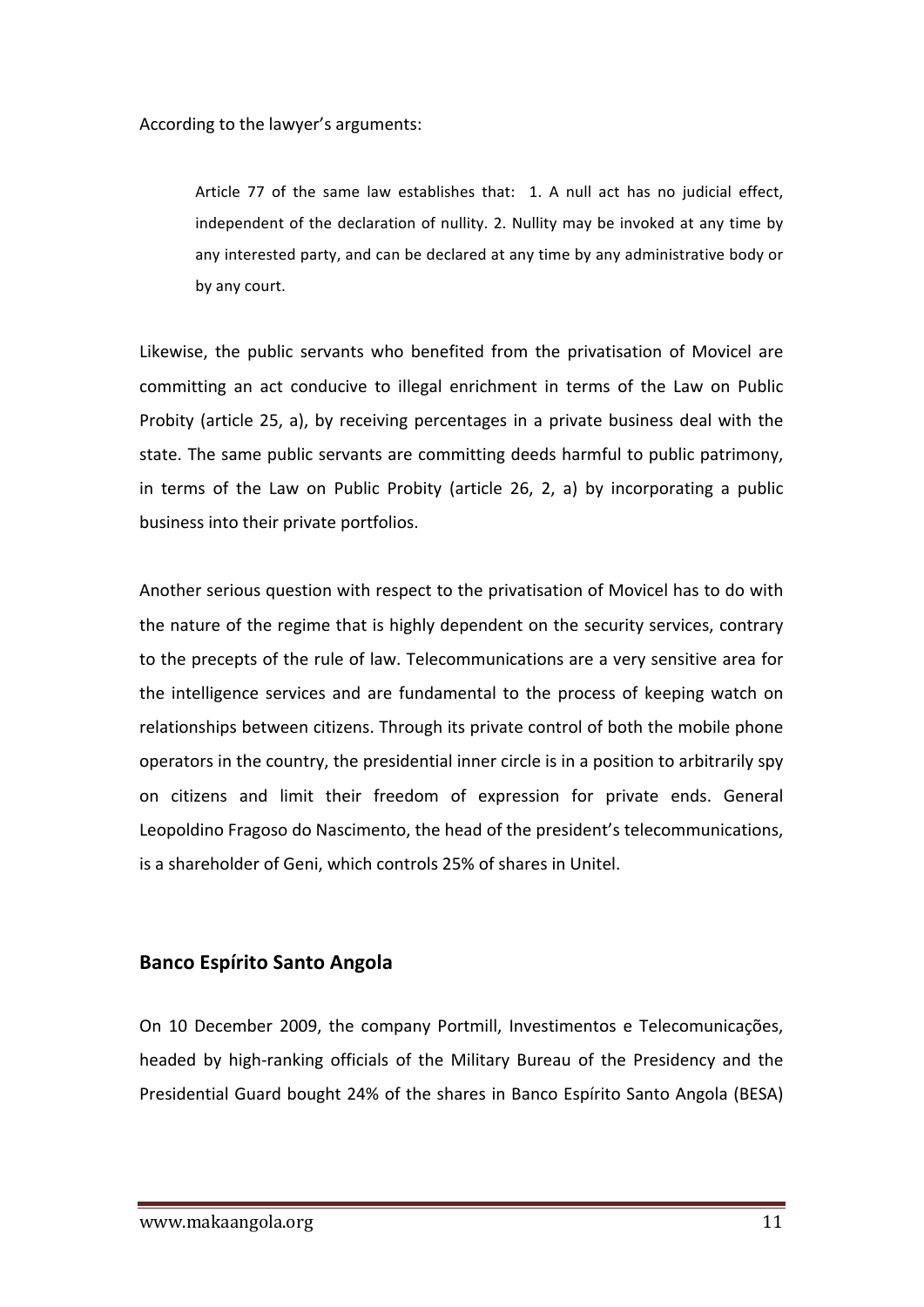According to the lawyer's arguments:

> Article 77 of the same law establishes that: 1. A null act has no judicial effect, independent of the declaration of nullity. 2. Nullity may be invoked at any time by any interested party, and can be declared at any time by any administrative body or by any court.

Likewise, the public servants who benefited from the privatisation of Movicel are committing an act conducive to illegal enrichment in terms of the Law on Public Probity (article 25, a), by receiving percentages in a private business deal with the state. The same public servants are committing deeds harmful to public patrimony, in terms of the Law on Public Probity (article 26, 2, a) by incorporating a public business into their private portfolios.

Another serious question with respect to the privatisation of Movicel has to do with the nature of the regime that is highly dependent on the security services, contrary to the precepts of the rule of law. Telecommunications are a very sensitive area for the intelligence services and are fundamental to the process of keeping watch on relationships between citizens. Through its private control of both the mobile phone operators in the country, the presidential inner circle is in a position to arbitrarily spy on citizens and limit their freedom of expression for private ends. General Leopoldino Fragoso do Nascimento, the head of the president's telecommunications, is a shareholder of Geni, which controls 25% of shares in Unitel.

## Banco Espírito Santo Angola

On 10 December 2009, the company Portmill, Investimentos e Telecomunicações, headed by high-ranking officials of the Military Bureau of the Presidency and the Presidential Guard bought 24% of the shares in Banco Espírito Santo Angola (BESA)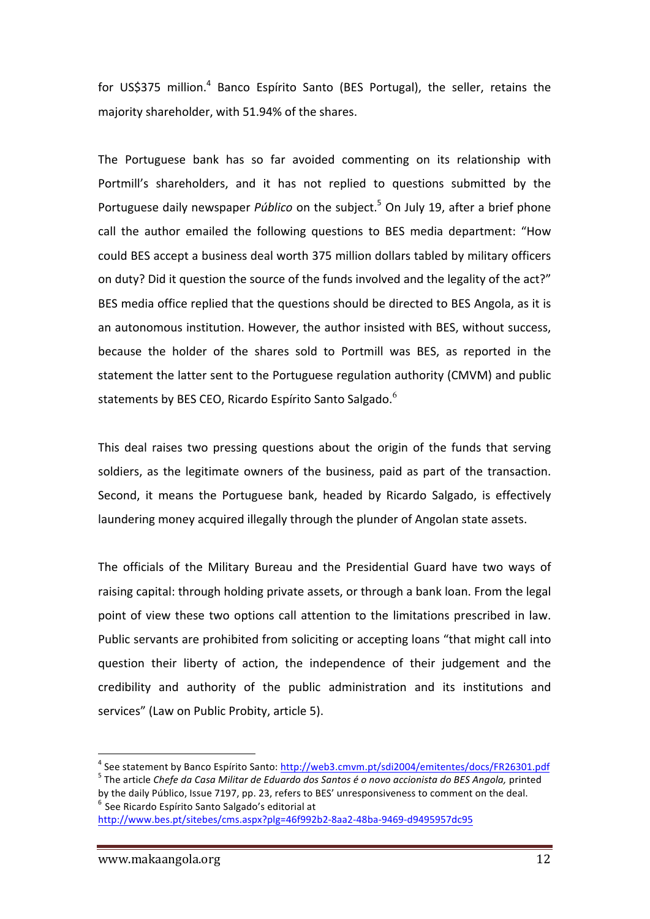for US$375 million.[4] Banco Espírito Santo (BES Portugal), the seller, retains the majority shareholder, with 51.94% of the shares.

The Portuguese bank has so far avoided commenting on its relationship with Portmill's shareholders, and it has not replied to questions submitted by the Portuguese daily newspaper *Público* on the subject.[5] On July 19, after a brief phone call the author emailed the following questions to BES media department: "How could BES accept a business deal worth 375 million dollars tabled by military officers on duty? Did it question the source of the funds involved and the legality of the act?" BES media office replied that the questions should be directed to BES Angola, as it is an autonomous institution. However, the author insisted with BES, without success, because the holder of the shares sold to Portmill was BES, as reported in the statement the latter sent to the Portuguese regulation authority (CMVM) and public statements by BES CEO, Ricardo Espírito Santo Salgado.[6]

This deal raises two pressing questions about the origin of the funds that serving soldiers, as the legitimate owners of the business, paid as part of the transaction. Second, it means the Portuguese bank, headed by Ricardo Salgado, is effectively laundering money acquired illegally through the plunder of Angolan state assets.

The officials of the Military Bureau and the Presidential Guard have two ways of raising capital: through holding private assets, or through a bank loan. From the legal point of view these two options call attention to the limitations prescribed in law. Public servants are prohibited from soliciting or accepting loans "that might call into question their liberty of action, the independence of their judgement and the credibility and authority of the public administration and its institutions and services" (Law on Public Probity, article 5).

---

[4] See statement by Banco Espírito Santo: http://web3.cmvm.pt/sdi2004/emitentes/docs/FR26301.pdf

[5] The article *Chefe da Casa Militar de Eduardo dos Santos é o novo accionista do BES Angola,* printed by the daily Público, Issue 7197, pp. 23, refers to BES' unresponsiveness to comment on the deal.

[6] See Ricardo Espírito Santo Salgado's editorial at http://www.bes.pt/sitebes/cms.aspx?plg=46f992b2-8aa2-48ba-9469-d9495957dc95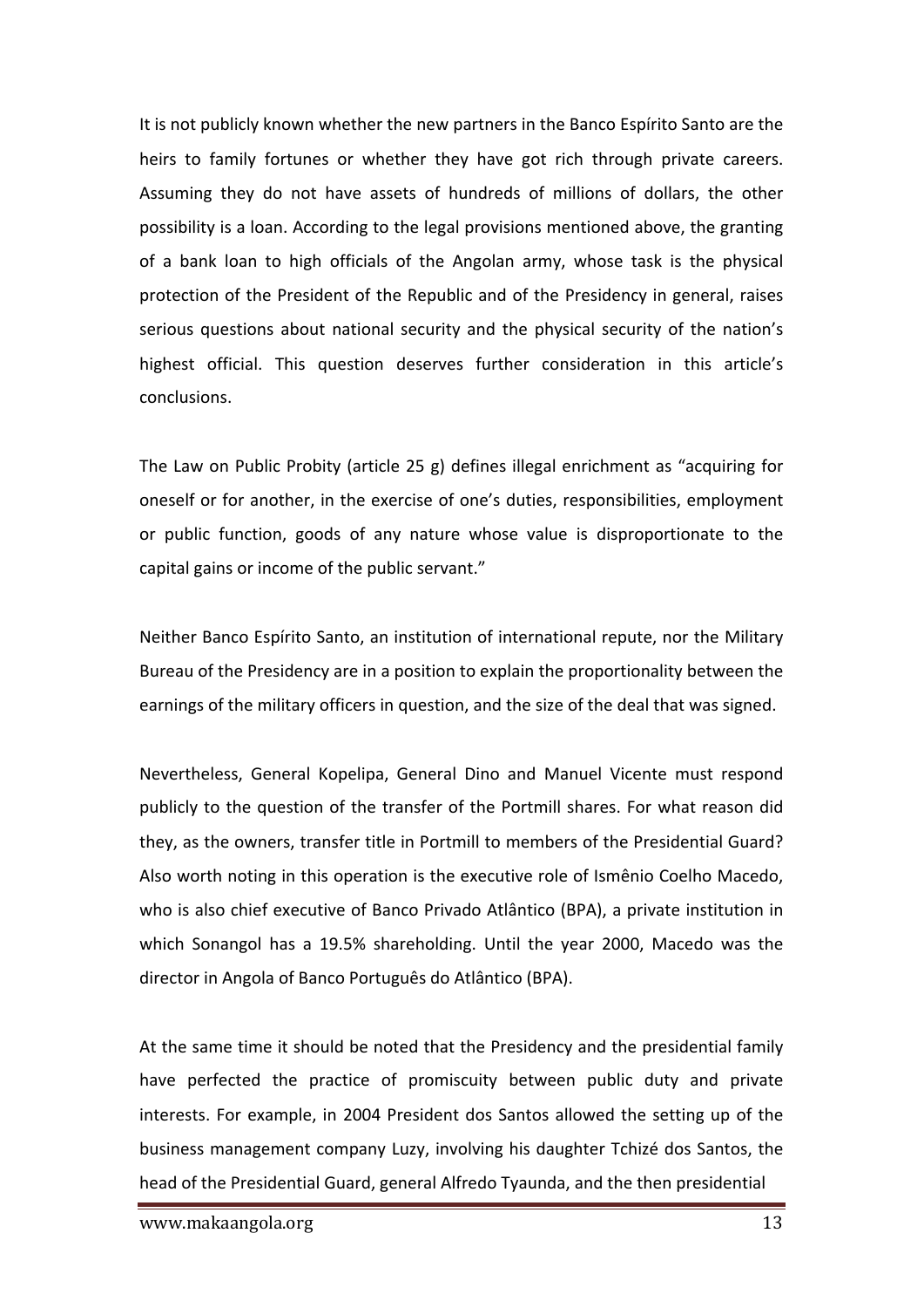It is not publicly known whether the new partners in the Banco Espírito Santo are the heirs to family fortunes or whether they have got rich through private careers. Assuming they do not have assets of hundreds of millions of dollars, the other possibility is a loan. According to the legal provisions mentioned above, the granting of a bank loan to high officials of the Angolan army, whose task is the physical protection of the President of the Republic and of the Presidency in general, raises serious questions about national security and the physical security of the nation's highest official. This question deserves further consideration in this article's conclusions.

The Law on Public Probity (article 25 g) defines illegal enrichment as "acquiring for oneself or for another, in the exercise of one's duties, responsibilities, employment or public function, goods of any nature whose value is disproportionate to the capital gains or income of the public servant."

Neither Banco Espírito Santo, an institution of international repute, nor the Military Bureau of the Presidency are in a position to explain the proportionality between the earnings of the military officers in question, and the size of the deal that was signed.

Nevertheless, General Kopelipa, General Dino and Manuel Vicente must respond publicly to the question of the transfer of the Portmill shares. For what reason did they, as the owners, transfer title in Portmill to members of the Presidential Guard? Also worth noting in this operation is the executive role of Ismênio Coelho Macedo, who is also chief executive of Banco Privado Atlântico (BPA), a private institution in which Sonangol has a 19.5% shareholding. Until the year 2000, Macedo was the director in Angola of Banco Português do Atlântico (BPA).

At the same time it should be noted that the Presidency and the presidential family have perfected the practice of promiscuity between public duty and private interests. For example, in 2004 President dos Santos allowed the setting up of the business management company Luzy, involving his daughter Tchizé dos Santos, the head of the Presidential Guard, general Alfredo Tyaunda, and the then presidential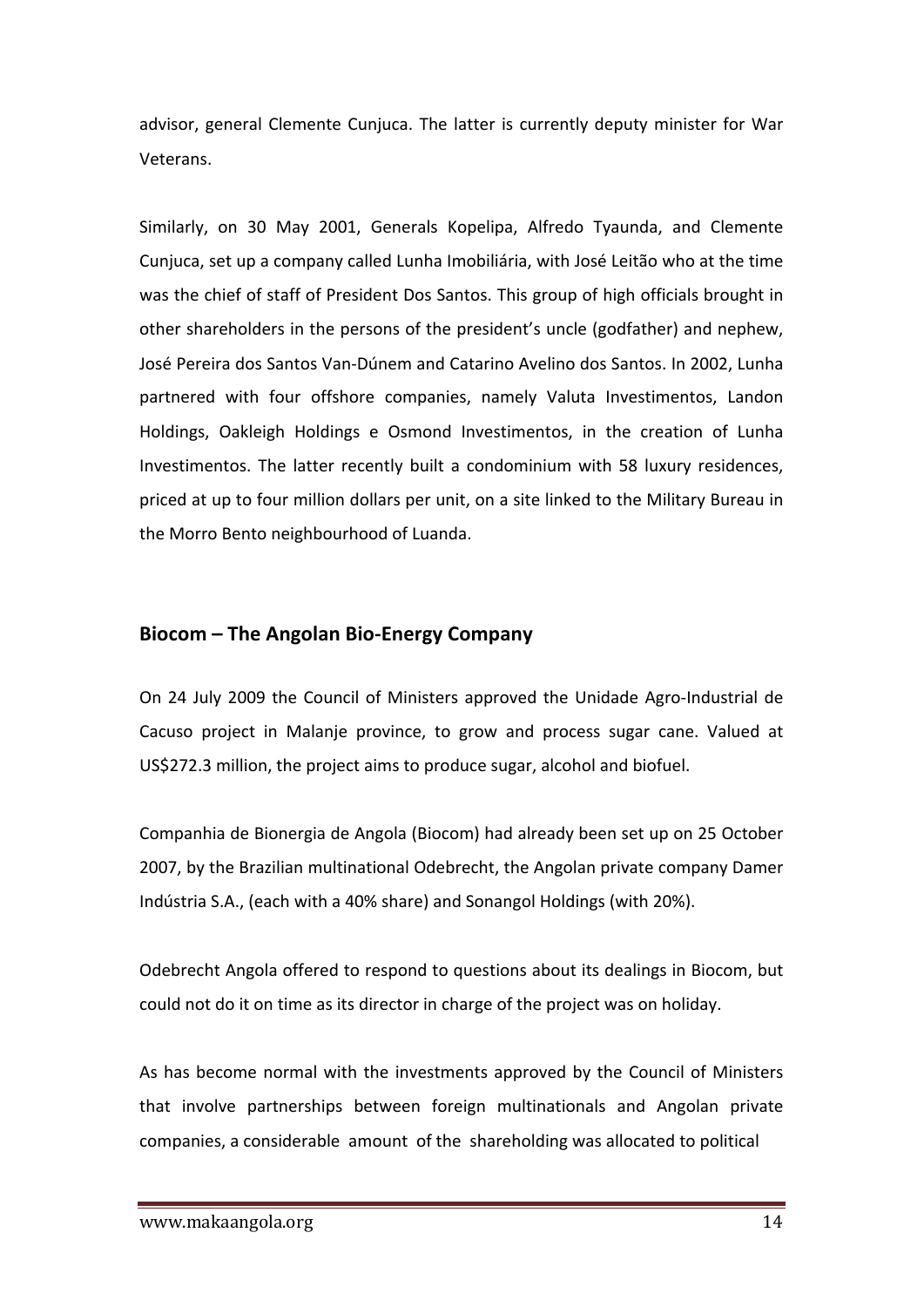advisor, general Clemente Cunjuca. The latter is currently deputy minister for War Veterans.

Similarly, on 30 May 2001, Generals Kopelipa, Alfredo Tyaunda, and Clemente Cunjuca, set up a company called Lunha Imobiliária, with José Leitão who at the time was the chief of staff of President Dos Santos. This group of high officials brought in other shareholders in the persons of the president's uncle (godfather) and nephew, José Pereira dos Santos Van-Dúnem and Catarino Avelino dos Santos. In 2002, Lunha partnered with four offshore companies, namely Valuta Investimentos, Landon Holdings, Oakleigh Holdings e Osmond Investimentos, in the creation of Lunha Investimentos. The latter recently built a condominium with 58 luxury residences, priced at up to four million dollars per unit, on a site linked to the Military Bureau in the Morro Bento neighbourhood of Luanda.

## Biocom – The Angolan Bio-Energy Company

On 24 July 2009 the Council of Ministers approved the Unidade Agro-Industrial de Cacuso project in Malanje province, to grow and process sugar cane. Valued at US$272.3 million, the project aims to produce sugar, alcohol and biofuel.

Companhia de Bionergia de Angola (Biocom) had already been set up on 25 October 2007, by the Brazilian multinational Odebrecht, the Angolan private company Damer Indústria S.A., (each with a 40% share) and Sonangol Holdings (with 20%).

Odebrecht Angola offered to respond to questions about its dealings in Biocom, but could not do it on time as its director in charge of the project was on holiday.

As has become normal with the investments approved by the Council of Ministers that involve partnerships between foreign multinationals and Angolan private companies, a considerable amount of the shareholding was allocated to political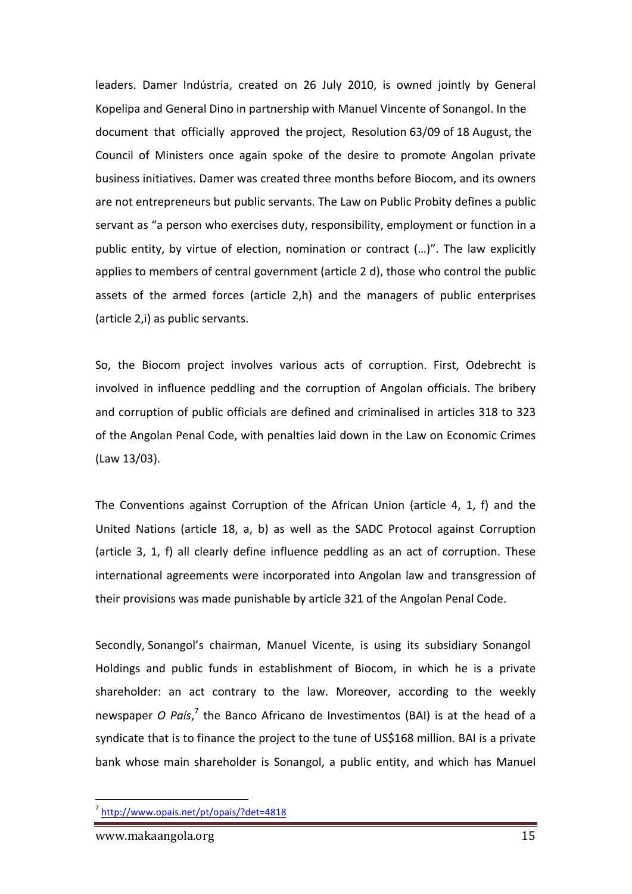leaders. Damer Indústria, created on 26 July 2010, is owned jointly by General Kopelipa and General Dino in partnership with Manuel Vincente of Sonangol. In the document that officially approved the project, Resolution 63/09 of 18 August, the Council of Ministers once again spoke of the desire to promote Angolan private business initiatives. Damer was created three months before Biocom, and its owners are not entrepreneurs but public servants. The Law on Public Probity defines a public servant as "a person who exercises duty, responsibility, employment or function in a public entity, by virtue of election, nomination or contract (…)". The law explicitly applies to members of central government (article 2 d), those who control the public assets of the armed forces (article 2,h) and the managers of public enterprises (article 2,i) as public servants.

So, the Biocom project involves various acts of corruption. First, Odebrecht is involved in influence peddling and the corruption of Angolan officials. The bribery and corruption of public officials are defined and criminalised in articles 318 to 323 of the Angolan Penal Code, with penalties laid down in the Law on Economic Crimes (Law 13/03).

The Conventions against Corruption of the African Union (article 4, 1, f) and the United Nations (article 18, a, b) as well as the SADC Protocol against Corruption (article 3, 1, f) all clearly define influence peddling as an act of corruption. These international agreements were incorporated into Angolan law and transgression of their provisions was made punishable by article 321 of the Angolan Penal Code.

Secondly, Sonangol's chairman, Manuel Vicente, is using its subsidiary Sonangol Holdings and public funds in establishment of Biocom, in which he is a private shareholder: an act contrary to the law. Moreover, according to the weekly newspaper *O País*,[7] the Banco Africano de Investimentos (BAI) is at the head of a syndicate that is to finance the project to the tune of US$168 million. BAI is a private bank whose main shareholder is Sonangol, a public entity, and which has Manuel

[7] http://www.opais.net/pt/opais/?det=4818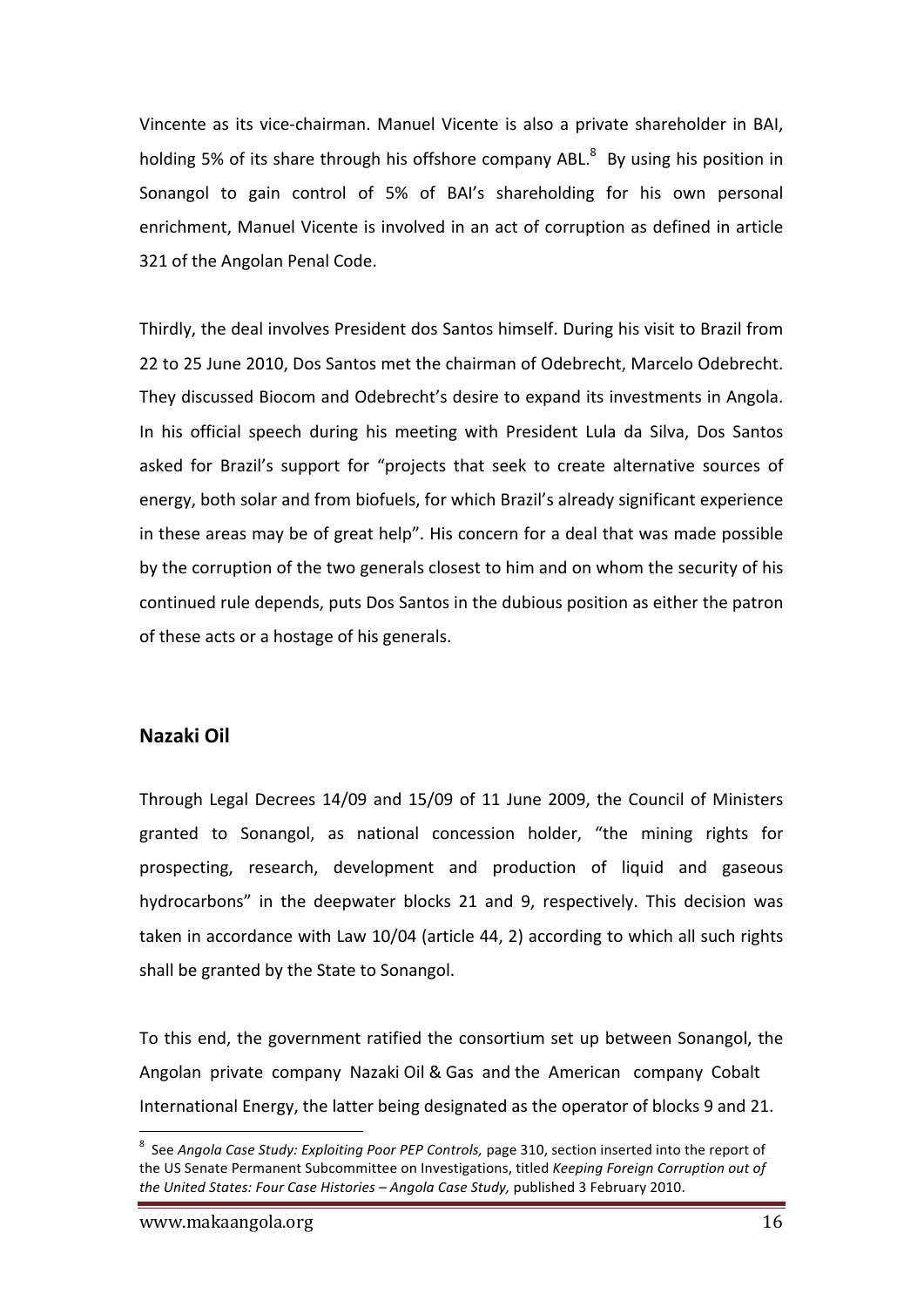Vincente as its vice-chairman. Manuel Vicente is also a private shareholder in BAI, holding 5% of its share through his offshore company ABL.[8] By using his position in Sonangol to gain control of 5% of BAI's shareholding for his own personal enrichment, Manuel Vicente is involved in an act of corruption as defined in article 321 of the Angolan Penal Code.

Thirdly, the deal involves President dos Santos himself. During his visit to Brazil from 22 to 25 June 2010, Dos Santos met the chairman of Odebrecht, Marcelo Odebrecht. They discussed Biocom and Odebrecht's desire to expand its investments in Angola. In his official speech during his meeting with President Lula da Silva, Dos Santos asked for Brazil's support for "projects that seek to create alternative sources of energy, both solar and from biofuels, for which Brazil's already significant experience in these areas may be of great help". His concern for a deal that was made possible by the corruption of the two generals closest to him and on whom the security of his continued rule depends, puts Dos Santos in the dubious position as either the patron of these acts or a hostage of his generals.

## Nazaki Oil

Through Legal Decrees 14/09 and 15/09 of 11 June 2009, the Council of Ministers granted to Sonangol, as national concession holder, "the mining rights for prospecting, research, development and production of liquid and gaseous hydrocarbons" in the deepwater blocks 21 and 9, respectively. This decision was taken in accordance with Law 10/04 (article 44, 2) according to which all such rights shall be granted by the State to Sonangol.

To this end, the government ratified the consortium set up between Sonangol, the Angolan private company Nazaki Oil & Gas and the American company Cobalt International Energy, the latter being designated as the operator of blocks 9 and 21.

---

[8] See *Angola Case Study: Exploiting Poor PEP Controls,* page 310, section inserted into the report of the US Senate Permanent Subcommittee on Investigations, titled *Keeping Foreign Corruption out of the United States: Four Case Histories – Angola Case Study,* published 3 February 2010.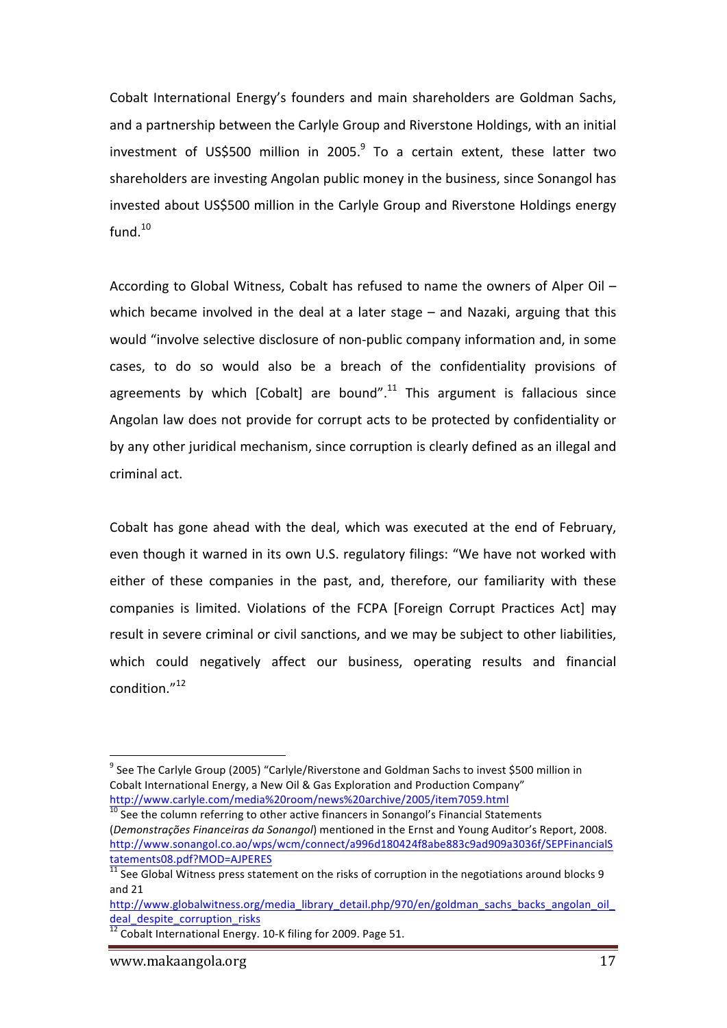Cobalt International Energy's founders and main shareholders are Goldman Sachs, and a partnership between the Carlyle Group and Riverstone Holdings, with an initial investment of US$500 million in 2005.[9] To a certain extent, these latter two shareholders are investing Angolan public money in the business, since Sonangol has invested about US$500 million in the Carlyle Group and Riverstone Holdings energy fund.[10]

According to Global Witness, Cobalt has refused to name the owners of Alper Oil – which became involved in the deal at a later stage – and Nazaki, arguing that this would "involve selective disclosure of non-public company information and, in some cases, to do so would also be a breach of the confidentiality provisions of agreements by which [Cobalt] are bound".[11] This argument is fallacious since Angolan law does not provide for corrupt acts to be protected by confidentiality or by any other juridical mechanism, since corruption is clearly defined as an illegal and criminal act.

Cobalt has gone ahead with the deal, which was executed at the end of February, even though it warned in its own U.S. regulatory filings: "We have not worked with either of these companies in the past, and, therefore, our familiarity with these companies is limited. Violations of the FCPA [Foreign Corrupt Practices Act] may result in severe criminal or civil sanctions, and we may be subject to other liabilities, which could negatively affect our business, operating results and financial condition."[12]

---

[9] See The Carlyle Group (2005) "Carlyle/Riverstone and Goldman Sachs to invest $500 million in Cobalt International Energy, a New Oil & Gas Exploration and Production Company" http://www.carlyle.com/media%20room/news%20archive/2005/item7059.html

[10] See the column referring to other active financers in Sonangol's Financial Statements (*Demonstrações Financeiras da Sonangol*) mentioned in the Ernst and Young Auditor's Report, 2008. http://www.sonangol.co.ao/wps/wcm/connect/a996d180424f8abe883c9ad909a3036f/SEPFinancialStatements08.pdf?MOD=AJPERES

[11] See Global Witness press statement on the risks of corruption in the negotiations around blocks 9 and 21 http://www.globalwitness.org/media_library_detail.php/970/en/goldman_sachs_backs_angolan_oil_deal_despite_corruption_risks

[12] Cobalt International Energy. 10-K filing for 2009. Page 51.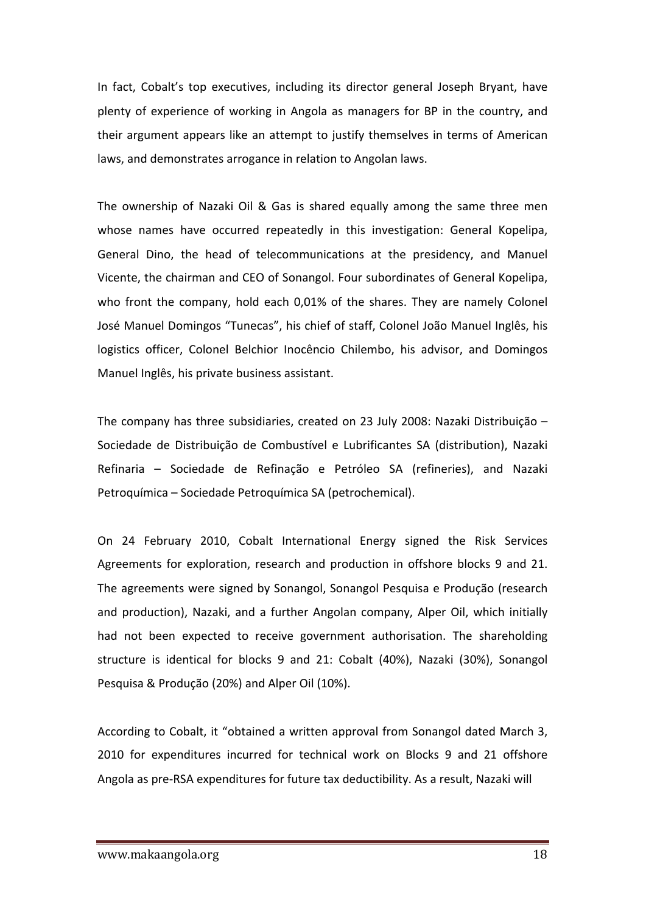In fact, Cobalt's top executives, including its director general Joseph Bryant, have plenty of experience of working in Angola as managers for BP in the country, and their argument appears like an attempt to justify themselves in terms of American laws, and demonstrates arrogance in relation to Angolan laws.

The ownership of Nazaki Oil & Gas is shared equally among the same three men whose names have occurred repeatedly in this investigation: General Kopelipa, General Dino, the head of telecommunications at the presidency, and Manuel Vicente, the chairman and CEO of Sonangol. Four subordinates of General Kopelipa, who front the company, hold each 0,01% of the shares. They are namely Colonel José Manuel Domingos "Tunecas", his chief of staff, Colonel João Manuel Inglês, his logistics officer, Colonel Belchior Inocêncio Chilembo, his advisor, and Domingos Manuel Inglês, his private business assistant.

The company has three subsidiaries, created on 23 July 2008: Nazaki Distribuição – Sociedade de Distribuição de Combustível e Lubrificantes SA (distribution), Nazaki Refinaria – Sociedade de Refinação e Petróleo SA (refineries), and Nazaki Petroquímica – Sociedade Petroquímica SA (petrochemical).

On 24 February 2010, Cobalt International Energy signed the Risk Services Agreements for exploration, research and production in offshore blocks 9 and 21. The agreements were signed by Sonangol, Sonangol Pesquisa e Produção (research and production), Nazaki, and a further Angolan company, Alper Oil, which initially had not been expected to receive government authorisation. The shareholding structure is identical for blocks 9 and 21: Cobalt (40%), Nazaki (30%), Sonangol Pesquisa & Produção (20%) and Alper Oil (10%).

According to Cobalt, it "obtained a written approval from Sonangol dated March 3, 2010 for expenditures incurred for technical work on Blocks 9 and 21 offshore Angola as pre-RSA expenditures for future tax deductibility. As a result, Nazaki will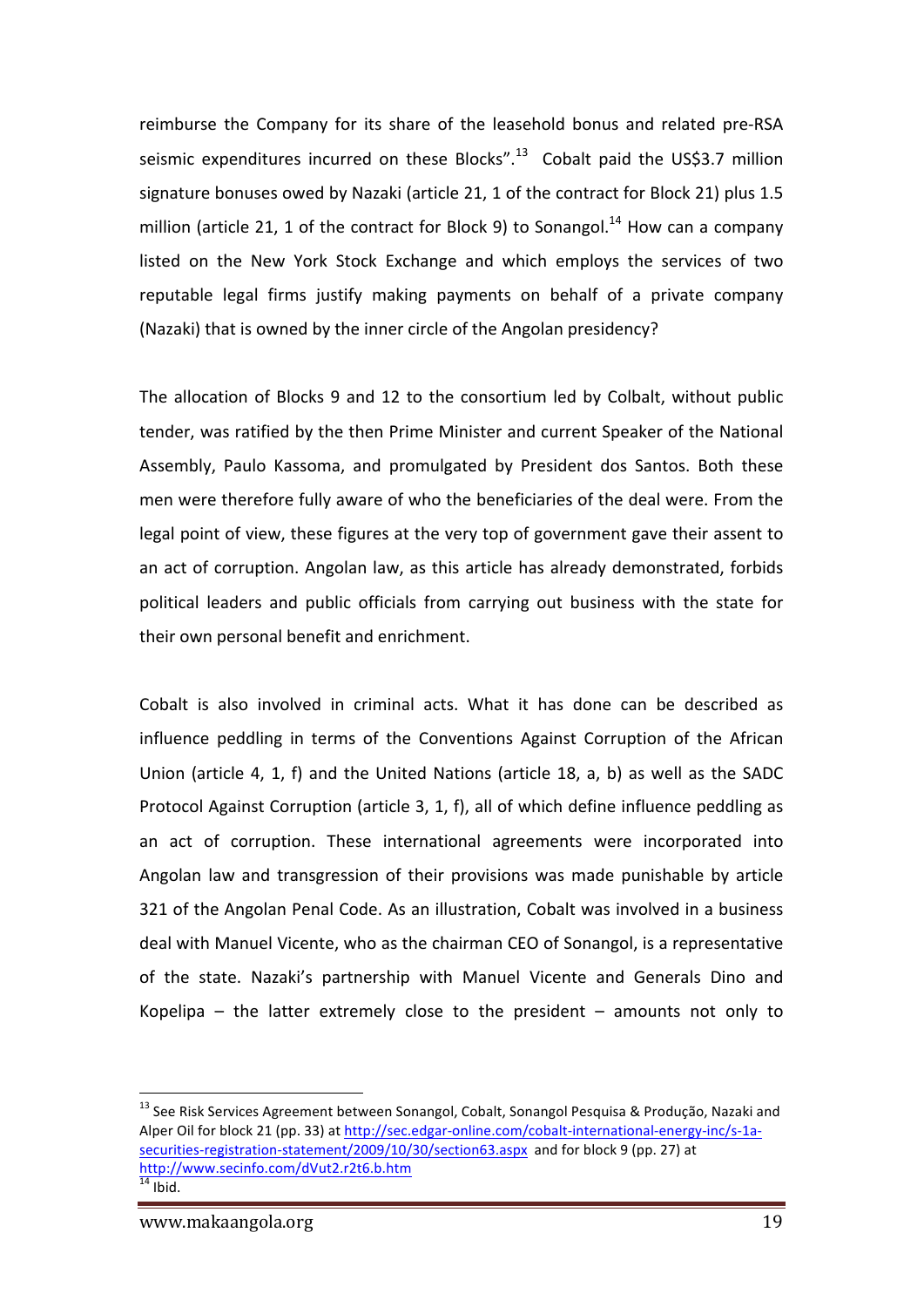reimburse the Company for its share of the leasehold bonus and related pre-RSA seismic expenditures incurred on these Blocks".[13] Cobalt paid the US$3.7 million signature bonuses owed by Nazaki (article 21, 1 of the contract for Block 21) plus 1.5 million (article 21, 1 of the contract for Block 9) to Sonangol.[14] How can a company listed on the New York Stock Exchange and which employs the services of two reputable legal firms justify making payments on behalf of a private company (Nazaki) that is owned by the inner circle of the Angolan presidency?

The allocation of Blocks 9 and 12 to the consortium led by Colbalt, without public tender, was ratified by the then Prime Minister and current Speaker of the National Assembly, Paulo Kassoma, and promulgated by President dos Santos. Both these men were therefore fully aware of who the beneficiaries of the deal were. From the legal point of view, these figures at the very top of government gave their assent to an act of corruption. Angolan law, as this article has already demonstrated, forbids political leaders and public officials from carrying out business with the state for their own personal benefit and enrichment.

Cobalt is also involved in criminal acts. What it has done can be described as influence peddling in terms of the Conventions Against Corruption of the African Union (article 4, 1, f) and the United Nations (article 18, a, b) as well as the SADC Protocol Against Corruption (article 3, 1, f), all of which define influence peddling as an act of corruption. These international agreements were incorporated into Angolan law and transgression of their provisions was made punishable by article 321 of the Angolan Penal Code. As an illustration, Cobalt was involved in a business deal with Manuel Vicente, who as the chairman CEO of Sonangol, is a representative of the state. Nazaki's partnership with Manuel Vicente and Generals Dino and Kopelipa – the latter extremely close to the president – amounts not only to

---

[13] See Risk Services Agreement between Sonangol, Cobalt, Sonangol Pesquisa & Produção, Nazaki and Alper Oil for block 21 (pp. 33) at http://sec.edgar-online.com/cobalt-international-energy-inc/s-1a-securities-registration-statement/2009/10/30/section63.aspx and for block 9 (pp. 27) at http://www.secinfo.com/dVut2.r2t6.b.htm

[14] Ibid.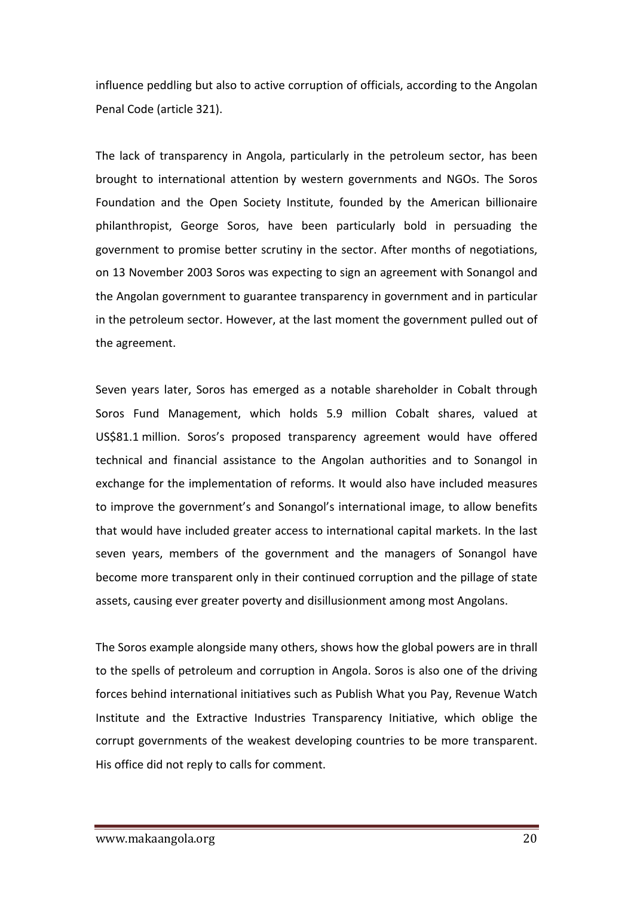influence peddling but also to active corruption of officials, according to the Angolan Penal Code (article 321).

The lack of transparency in Angola, particularly in the petroleum sector, has been brought to international attention by western governments and NGOs. The Soros Foundation and the Open Society Institute, founded by the American billionaire philanthropist, George Soros, have been particularly bold in persuading the government to promise better scrutiny in the sector. After months of negotiations, on 13 November 2003 Soros was expecting to sign an agreement with Sonangol and the Angolan government to guarantee transparency in government and in particular in the petroleum sector. However, at the last moment the government pulled out of the agreement.

Seven years later, Soros has emerged as a notable shareholder in Cobalt through Soros Fund Management, which holds 5.9 million Cobalt shares, valued at US$81.1 million. Soros's proposed transparency agreement would have offered technical and financial assistance to the Angolan authorities and to Sonangol in exchange for the implementation of reforms. It would also have included measures to improve the government's and Sonangol's international image, to allow benefits that would have included greater access to international capital markets. In the last seven years, members of the government and the managers of Sonangol have become more transparent only in their continued corruption and the pillage of state assets, causing ever greater poverty and disillusionment among most Angolans.

The Soros example alongside many others, shows how the global powers are in thrall to the spells of petroleum and corruption in Angola. Soros is also one of the driving forces behind international initiatives such as Publish What you Pay, Revenue Watch Institute and the Extractive Industries Transparency Initiative, which oblige the corrupt governments of the weakest developing countries to be more transparent. His office did not reply to calls for comment.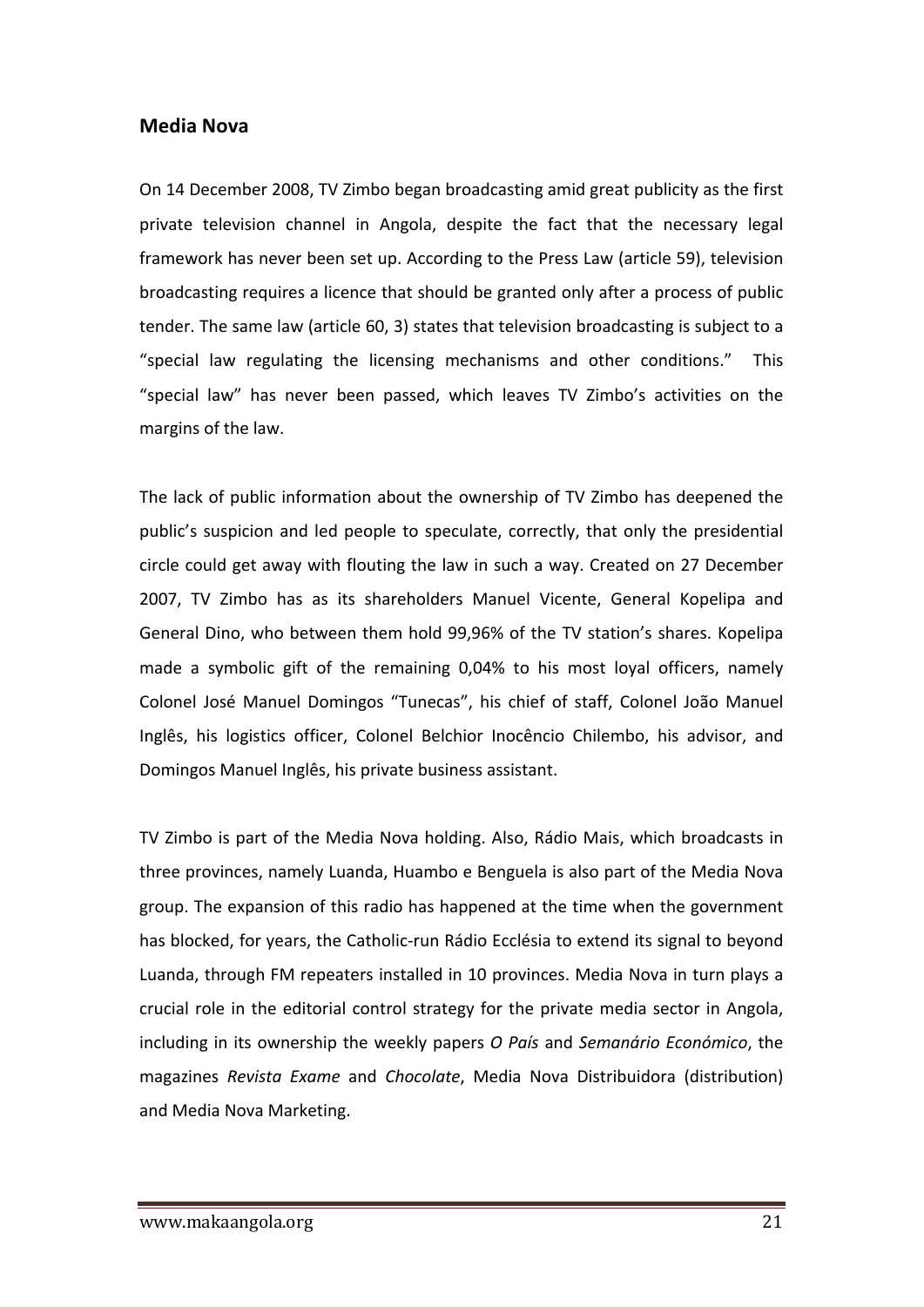## Media Nova

On 14 December 2008, TV Zimbo began broadcasting amid great publicity as the first private television channel in Angola, despite the fact that the necessary legal framework has never been set up. According to the Press Law (article 59), television broadcasting requires a licence that should be granted only after a process of public tender. The same law (article 60, 3) states that television broadcasting is subject to a "special law regulating the licensing mechanisms and other conditions." This "special law" has never been passed, which leaves TV Zimbo's activities on the margins of the law.

The lack of public information about the ownership of TV Zimbo has deepened the public's suspicion and led people to speculate, correctly, that only the presidential circle could get away with flouting the law in such a way. Created on 27 December 2007, TV Zimbo has as its shareholders Manuel Vicente, General Kopelipa and General Dino, who between them hold 99,96% of the TV station's shares. Kopelipa made a symbolic gift of the remaining 0,04% to his most loyal officers, namely Colonel José Manuel Domingos "Tunecas", his chief of staff, Colonel João Manuel Inglês, his logistics officer, Colonel Belchior Inocêncio Chilembo, his advisor, and Domingos Manuel Inglês, his private business assistant.

TV Zimbo is part of the Media Nova holding. Also, Rádio Mais, which broadcasts in three provinces, namely Luanda, Huambo e Benguela is also part of the Media Nova group. The expansion of this radio has happened at the time when the government has blocked, for years, the Catholic-run Rádio Ecclésia to extend its signal to beyond Luanda, through FM repeaters installed in 10 provinces. Media Nova in turn plays a crucial role in the editorial control strategy for the private media sector in Angola, including in its ownership the weekly papers *O País* and *Semanário Económico*, the magazines *Revista Exame* and *Chocolate*, Media Nova Distribuidora (distribution) and Media Nova Marketing.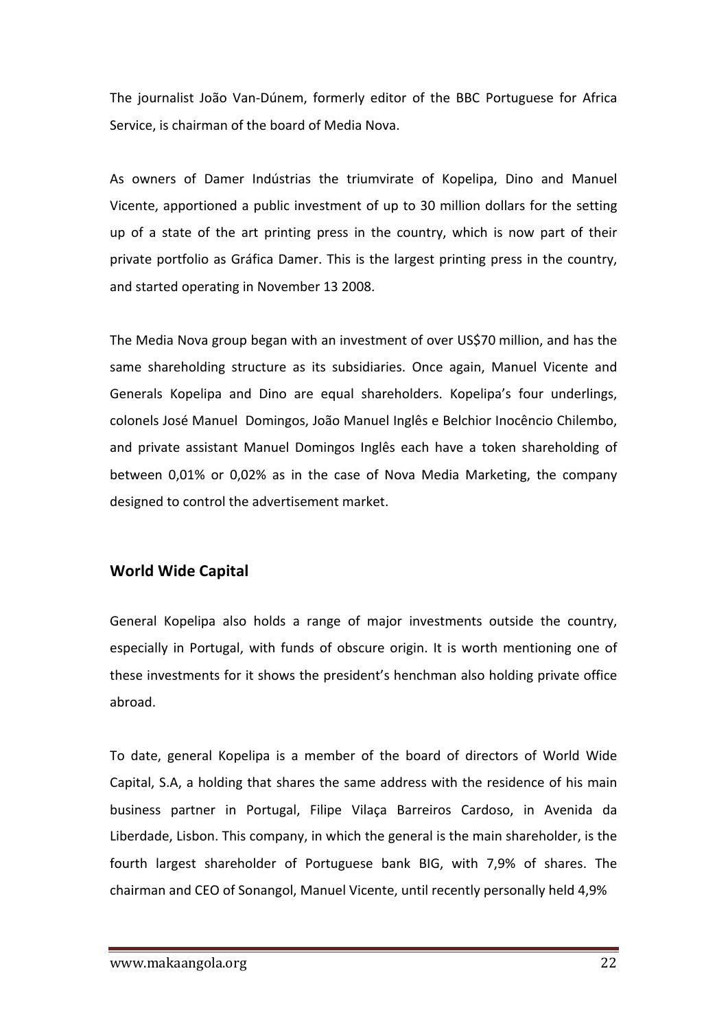The journalist João Van-Dúnem, formerly editor of the BBC Portuguese for Africa Service, is chairman of the board of Media Nova.

As owners of Damer Indústrias the triumvirate of Kopelipa, Dino and Manuel Vicente, apportioned a public investment of up to 30 million dollars for the setting up of a state of the art printing press in the country, which is now part of their private portfolio as Gráfica Damer. This is the largest printing press in the country, and started operating in November 13 2008.

The Media Nova group began with an investment of over US$70 million, and has the same shareholding structure as its subsidiaries. Once again, Manuel Vicente and Generals Kopelipa and Dino are equal shareholders. Kopelipa's four underlings, colonels José Manuel Domingos, João Manuel Inglês e Belchior Inocêncio Chilembo, and private assistant Manuel Domingos Inglês each have a token shareholding of between 0,01% or 0,02% as in the case of Nova Media Marketing, the company designed to control the advertisement market.

## World Wide Capital

General Kopelipa also holds a range of major investments outside the country, especially in Portugal, with funds of obscure origin. It is worth mentioning one of these investments for it shows the president's henchman also holding private office abroad.

To date, general Kopelipa is a member of the board of directors of World Wide Capital, S.A, a holding that shares the same address with the residence of his main business partner in Portugal, Filipe Vilaça Barreiros Cardoso, in Avenida da Liberdade, Lisbon. This company, in which the general is the main shareholder, is the fourth largest shareholder of Portuguese bank BIG, with 7,9% of shares. The chairman and CEO of Sonangol, Manuel Vicente, until recently personally held 4,9%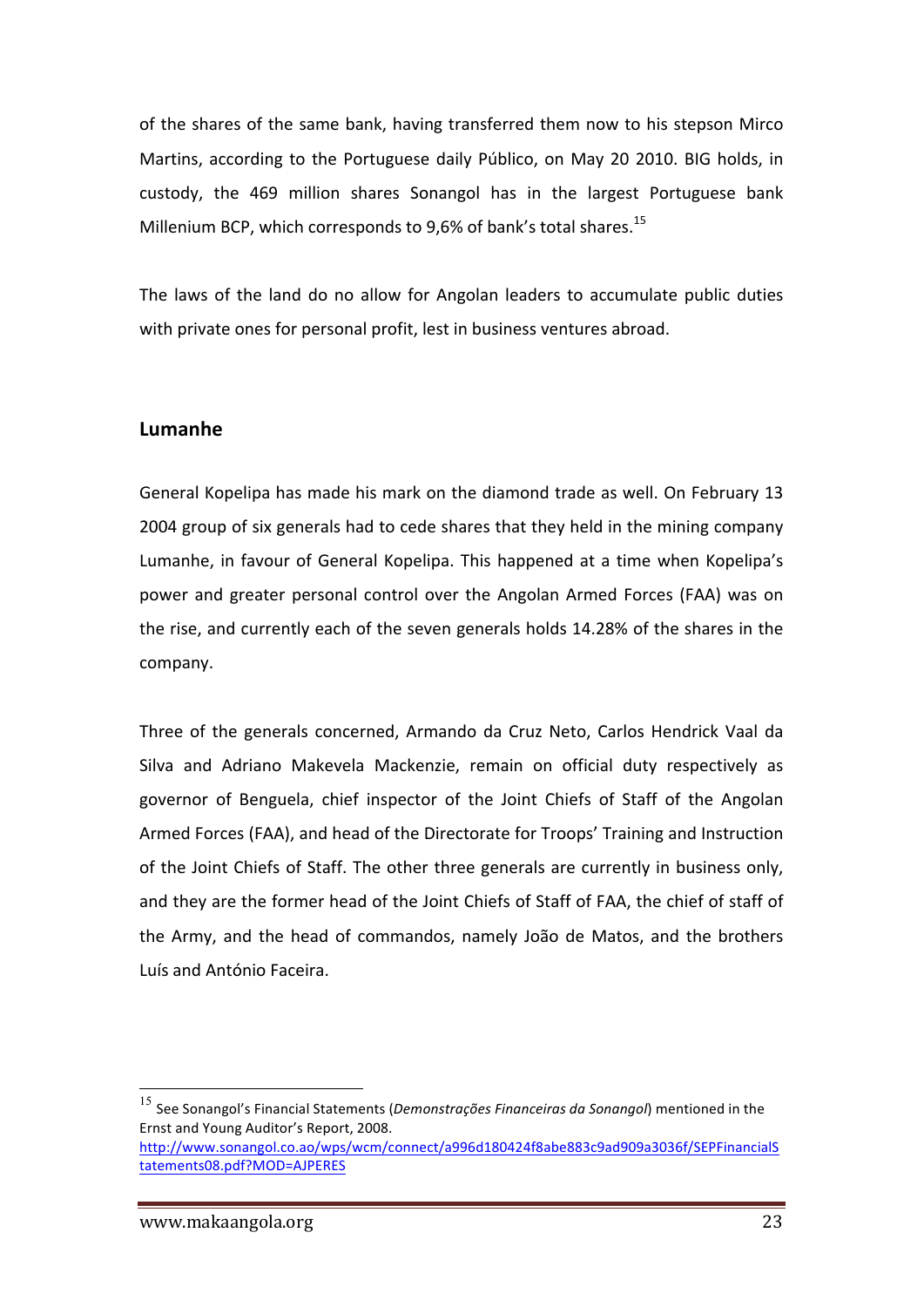of the shares of the same bank, having transferred them now to his stepson Mirco Martins, according to the Portuguese daily Público, on May 20 2010. BIG holds, in custody, the 469 million shares Sonangol has in the largest Portuguese bank Millenium BCP, which corresponds to 9,6% of bank's total shares.[15]

The laws of the land do no allow for Angolan leaders to accumulate public duties with private ones for personal profit, lest in business ventures abroad.

## Lumanhe

General Kopelipa has made his mark on the diamond trade as well. On February 13 2004 group of six generals had to cede shares that they held in the mining company Lumanhe, in favour of General Kopelipa. This happened at a time when Kopelipa's power and greater personal control over the Angolan Armed Forces (FAA) was on the rise, and currently each of the seven generals holds 14.28% of the shares in the company.

Three of the generals concerned, Armando da Cruz Neto, Carlos Hendrick Vaal da Silva and Adriano Makevela Mackenzie, remain on official duty respectively as governor of Benguela, chief inspector of the Joint Chiefs of Staff of the Angolan Armed Forces (FAA), and head of the Directorate for Troops' Training and Instruction of the Joint Chiefs of Staff. The other three generals are currently in business only, and they are the former head of the Joint Chiefs of Staff of FAA, the chief of staff of the Army, and the head of commandos, namely João de Matos, and the brothers Luís and António Faceira.

---

[15] See Sonangol's Financial Statements (*Demonstrações Financeiras da Sonangol*) mentioned in the Ernst and Young Auditor's Report, 2008. http://www.sonangol.co.ao/wps/wcm/connect/a996d180424f8abe883c9ad909a3036f/SEPFinancialStatements08.pdf?MOD=AJPERES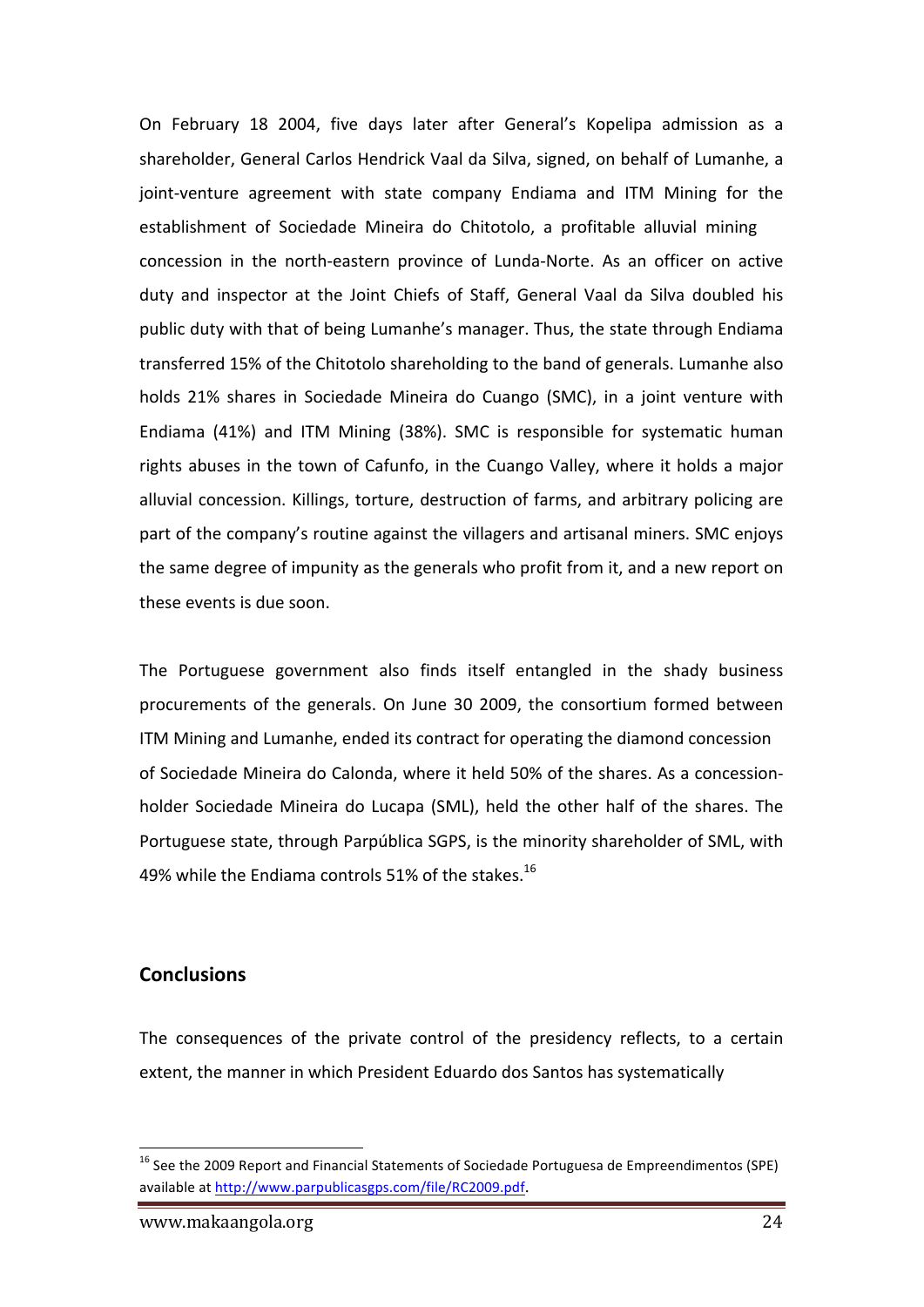On February 18 2004, five days later after General's Kopelipa admission as a shareholder, General Carlos Hendrick Vaal da Silva, signed, on behalf of Lumanhe, a joint-venture agreement with state company Endiama and ITM Mining for the establishment of Sociedade Mineira do Chitotolo, a profitable alluvial mining concession in the north-eastern province of Lunda-Norte. As an officer on active duty and inspector at the Joint Chiefs of Staff, General Vaal da Silva doubled his public duty with that of being Lumanhe's manager. Thus, the state through Endiama transferred 15% of the Chitotolo shareholding to the band of generals. Lumanhe also holds 21% shares in Sociedade Mineira do Cuango (SMC), in a joint venture with Endiama (41%) and ITM Mining (38%). SMC is responsible for systematic human rights abuses in the town of Cafunfo, in the Cuango Valley, where it holds a major alluvial concession. Killings, torture, destruction of farms, and arbitrary policing are part of the company's routine against the villagers and artisanal miners. SMC enjoys the same degree of impunity as the generals who profit from it, and a new report on these events is due soon.

The Portuguese government also finds itself entangled in the shady business procurements of the generals. On June 30 2009, the consortium formed between ITM Mining and Lumanhe, ended its contract for operating the diamond concession of Sociedade Mineira do Calonda, where it held 50% of the shares. As a concession-holder Sociedade Mineira do Lucapa (SML), held the other half of the shares. The Portuguese state, through Parpública SGPS, is the minority shareholder of SML, with 49% while the Endiama controls 51% of the stakes.[16]

## Conclusions

The consequences of the private control of the presidency reflects, to a certain extent, the manner in which President Eduardo dos Santos has systematically

---

[16] See the 2009 Report and Financial Statements of Sociedade Portuguesa de Empreendimentos (SPE) available at http://www.parpublicasgps.com/file/RC2009.pdf.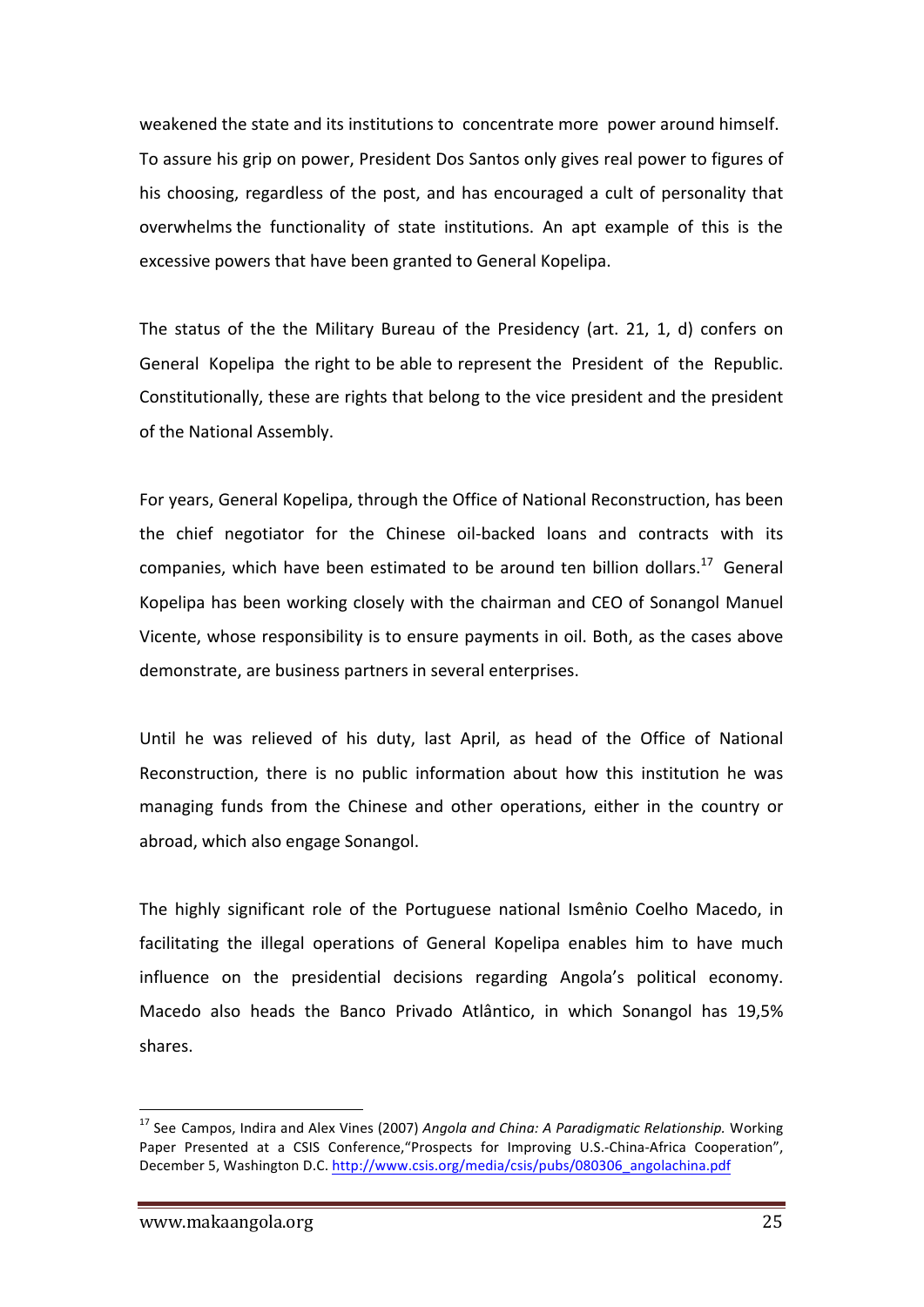weakened the state and its institutions to concentrate more power around himself. To assure his grip on power, President Dos Santos only gives real power to figures of his choosing, regardless of the post, and has encouraged a cult of personality that overwhelms the functionality of state institutions. An apt example of this is the excessive powers that have been granted to General Kopelipa.

The status of the the Military Bureau of the Presidency (art. 21, 1, d) confers on General Kopelipa the right to be able to represent the President of the Republic. Constitutionally, these are rights that belong to the vice president and the president of the National Assembly.

For years, General Kopelipa, through the Office of National Reconstruction, has been the chief negotiator for the Chinese oil-backed loans and contracts with its companies, which have been estimated to be around ten billion dollars.[17] General Kopelipa has been working closely with the chairman and CEO of Sonangol Manuel Vicente, whose responsibility is to ensure payments in oil. Both, as the cases above demonstrate, are business partners in several enterprises.

Until he was relieved of his duty, last April, as head of the Office of National Reconstruction, there is no public information about how this institution he was managing funds from the Chinese and other operations, either in the country or abroad, which also engage Sonangol.

The highly significant role of the Portuguese national Ismênio Coelho Macedo, in facilitating the illegal operations of General Kopelipa enables him to have much influence on the presidential decisions regarding Angola's political economy. Macedo also heads the Banco Privado Atlântico, in which Sonangol has 19,5% shares.

---

[17] See Campos, Indira and Alex Vines (2007) *Angola and China: A Paradigmatic Relationship.* Working Paper Presented at a CSIS Conference,"Prospects for Improving U.S.-China-Africa Cooperation", December 5, Washington D.C. http://www.csis.org/media/csis/pubs/080306_angolachina.pdf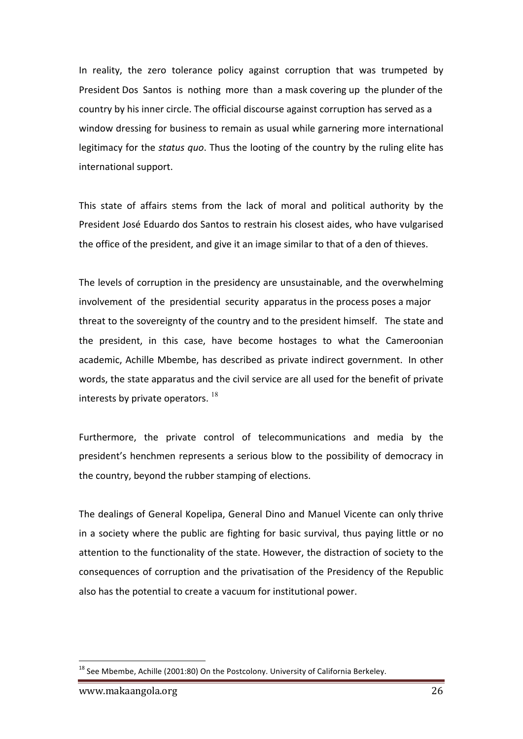In reality, the zero tolerance policy against corruption that was trumpeted by President Dos Santos is nothing more than a mask covering up the plunder of the country by his inner circle. The official discourse against corruption has served as a window dressing for business to remain as usual while garnering more international legitimacy for the *status quo*. Thus the looting of the country by the ruling elite has international support.

This state of affairs stems from the lack of moral and political authority by the President José Eduardo dos Santos to restrain his closest aides, who have vulgarised the office of the president, and give it an image similar to that of a den of thieves.

The levels of corruption in the presidency are unsustainable, and the overwhelming involvement of the presidential security apparatus in the process poses a major threat to the sovereignty of the country and to the president himself. The state and the president, in this case, have become hostages to what the Cameroonian academic, Achille Mbembe, has described as private indirect government. In other words, the state apparatus and the civil service are all used for the benefit of private interests by private operators. [18]

Furthermore, the private control of telecommunications and media by the president's henchmen represents a serious blow to the possibility of democracy in the country, beyond the rubber stamping of elections.

The dealings of General Kopelipa, General Dino and Manuel Vicente can only thrive in a society where the public are fighting for basic survival, thus paying little or no attention to the functionality of the state. However, the distraction of society to the consequences of corruption and the privatisation of the Presidency of the Republic also has the potential to create a vacuum for institutional power.

[18] See Mbembe, Achille (2001:80) On the Postcolony. University of California Berkeley.